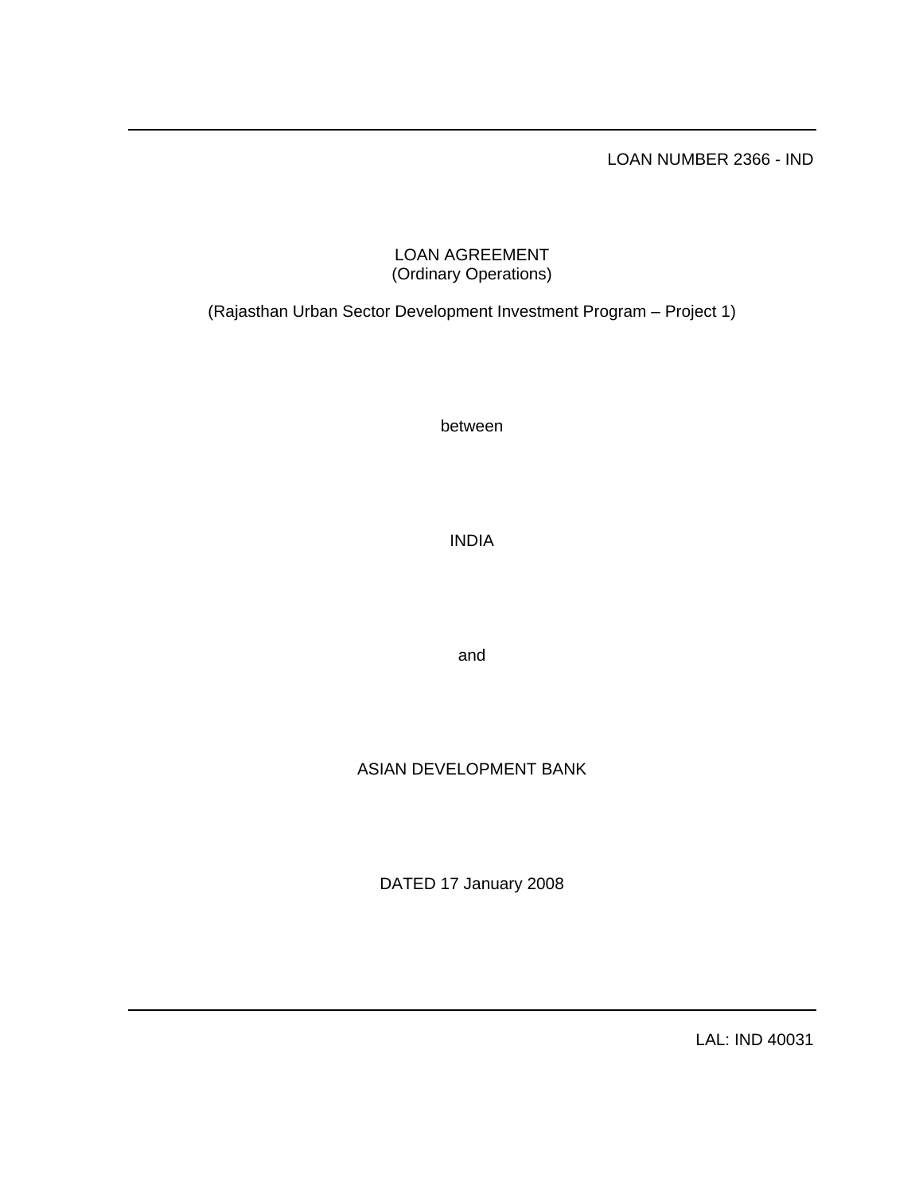LOAN NUMBER 2366 - IND

# LOAN AGREEMENT
(Ordinary Operations)

(Rajasthan Urban Sector Development Investment Program – Project 1)

between

INDIA

and

ASIAN DEVELOPMENT BANK

DATED 17 January 2008

LAL: IND 40031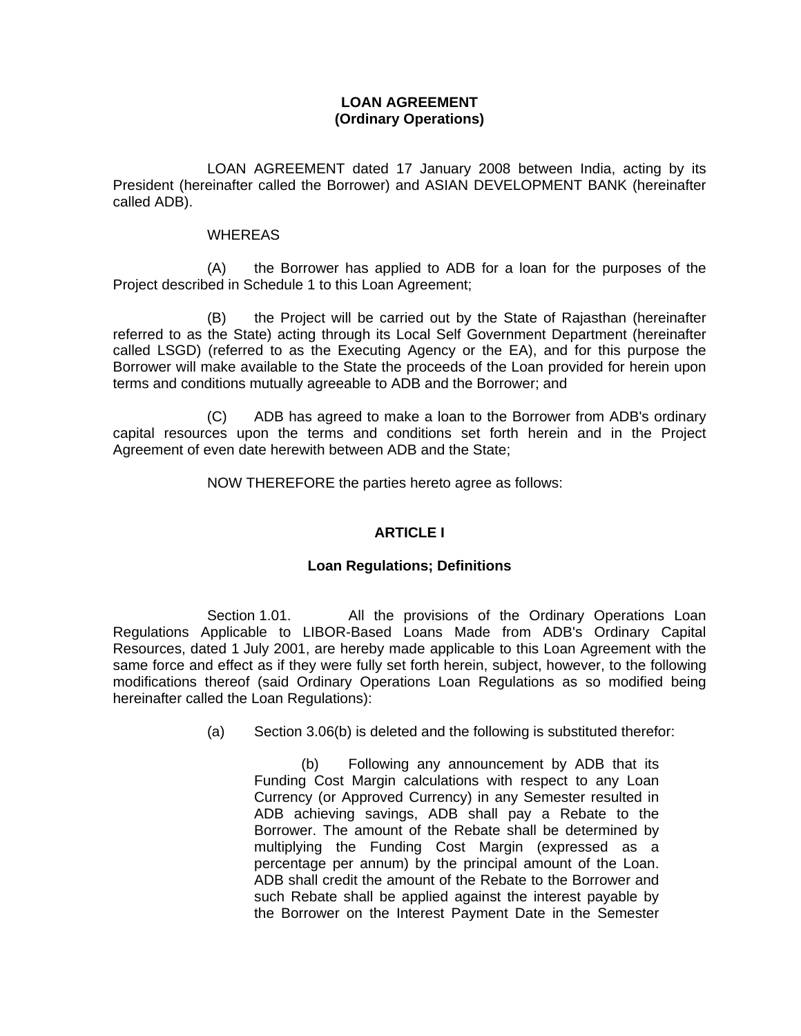**LOAN AGREEMENT**
**(Ordinary Operations)**

LOAN AGREEMENT dated 17 January 2008 between India, acting by its President (hereinafter called the Borrower) and ASIAN DEVELOPMENT BANK (hereinafter called ADB).

WHEREAS

(A) the Borrower has applied to ADB for a loan for the purposes of the Project described in Schedule 1 to this Loan Agreement;

(B) the Project will be carried out by the State of Rajasthan (hereinafter referred to as the State) acting through its Local Self Government Department (hereinafter called LSGD) (referred to as the Executing Agency or the EA), and for this purpose the Borrower will make available to the State the proceeds of the Loan provided for herein upon terms and conditions mutually agreeable to ADB and the Borrower; and

(C) ADB has agreed to make a loan to the Borrower from ADB's ordinary capital resources upon the terms and conditions set forth herein and in the Project Agreement of even date herewith between ADB and the State;

NOW THEREFORE the parties hereto agree as follows:

**ARTICLE I**

**Loan Regulations; Definitions**

Section 1.01. All the provisions of the Ordinary Operations Loan Regulations Applicable to LIBOR-Based Loans Made from ADB's Ordinary Capital Resources, dated 1 July 2001, are hereby made applicable to this Loan Agreement with the same force and effect as if they were fully set forth herein, subject, however, to the following modifications thereof (said Ordinary Operations Loan Regulations as so modified being hereinafter called the Loan Regulations):

(a) Section 3.06(b) is deleted and the following is substituted therefor:

> (b) Following any announcement by ADB that its Funding Cost Margin calculations with respect to any Loan Currency (or Approved Currency) in any Semester resulted in ADB achieving savings, ADB shall pay a Rebate to the Borrower. The amount of the Rebate shall be determined by multiplying the Funding Cost Margin (expressed as a percentage per annum) by the principal amount of the Loan. ADB shall credit the amount of the Rebate to the Borrower and such Rebate shall be applied against the interest payable by the Borrower on the Interest Payment Date in the Semester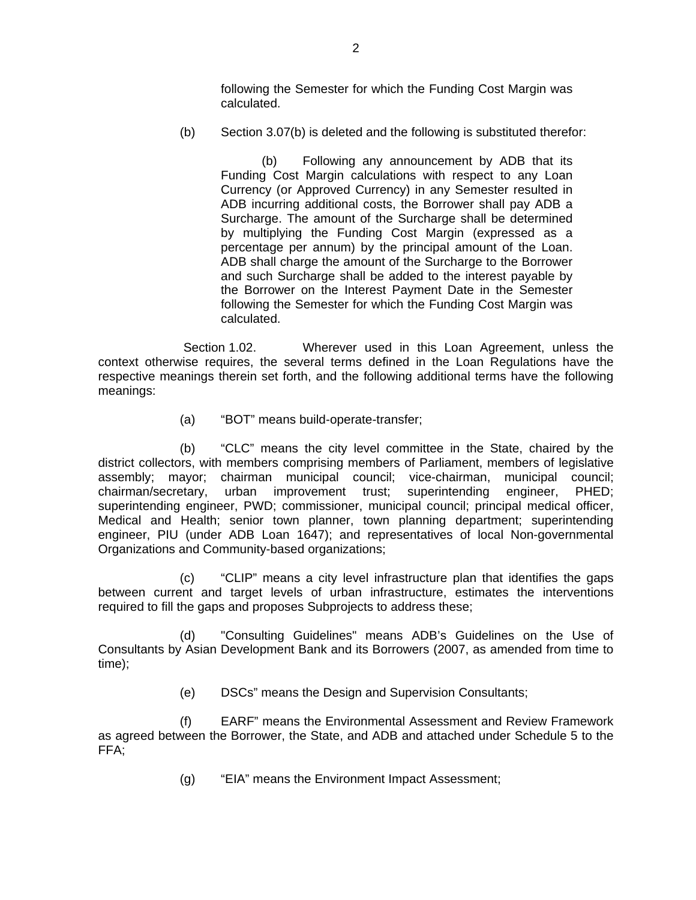following the Semester for which the Funding Cost Margin was calculated.

(b) Section 3.07(b) is deleted and the following is substituted therefor:

(b) Following any announcement by ADB that its Funding Cost Margin calculations with respect to any Loan Currency (or Approved Currency) in any Semester resulted in ADB incurring additional costs, the Borrower shall pay ADB a Surcharge. The amount of the Surcharge shall be determined by multiplying the Funding Cost Margin (expressed as a percentage per annum) by the principal amount of the Loan. ADB shall charge the amount of the Surcharge to the Borrower and such Surcharge shall be added to the interest payable by the Borrower on the Interest Payment Date in the Semester following the Semester for which the Funding Cost Margin was calculated.

Section 1.02. Wherever used in this Loan Agreement, unless the context otherwise requires, the several terms defined in the Loan Regulations have the respective meanings therein set forth, and the following additional terms have the following meanings:

(a) "BOT" means build-operate-transfer;

(b) "CLC" means the city level committee in the State, chaired by the district collectors, with members comprising members of Parliament, members of legislative assembly; mayor; chairman municipal council; vice-chairman, municipal council; chairman/secretary, urban improvement trust; superintending engineer, PHED; superintending engineer, PWD; commissioner, municipal council; principal medical officer, Medical and Health; senior town planner, town planning department; superintending engineer, PIU (under ADB Loan 1647); and representatives of local Non-governmental Organizations and Community-based organizations;

(c) "CLIP" means a city level infrastructure plan that identifies the gaps between current and target levels of urban infrastructure, estimates the interventions required to fill the gaps and proposes Subprojects to address these;

(d) "Consulting Guidelines" means ADB's Guidelines on the Use of Consultants by Asian Development Bank and its Borrowers (2007, as amended from time to time);

(e) DSCs" means the Design and Supervision Consultants;

(f) EARF" means the Environmental Assessment and Review Framework as agreed between the Borrower, the State, and ADB and attached under Schedule 5 to the FFA;

(g) "EIA" means the Environment Impact Assessment;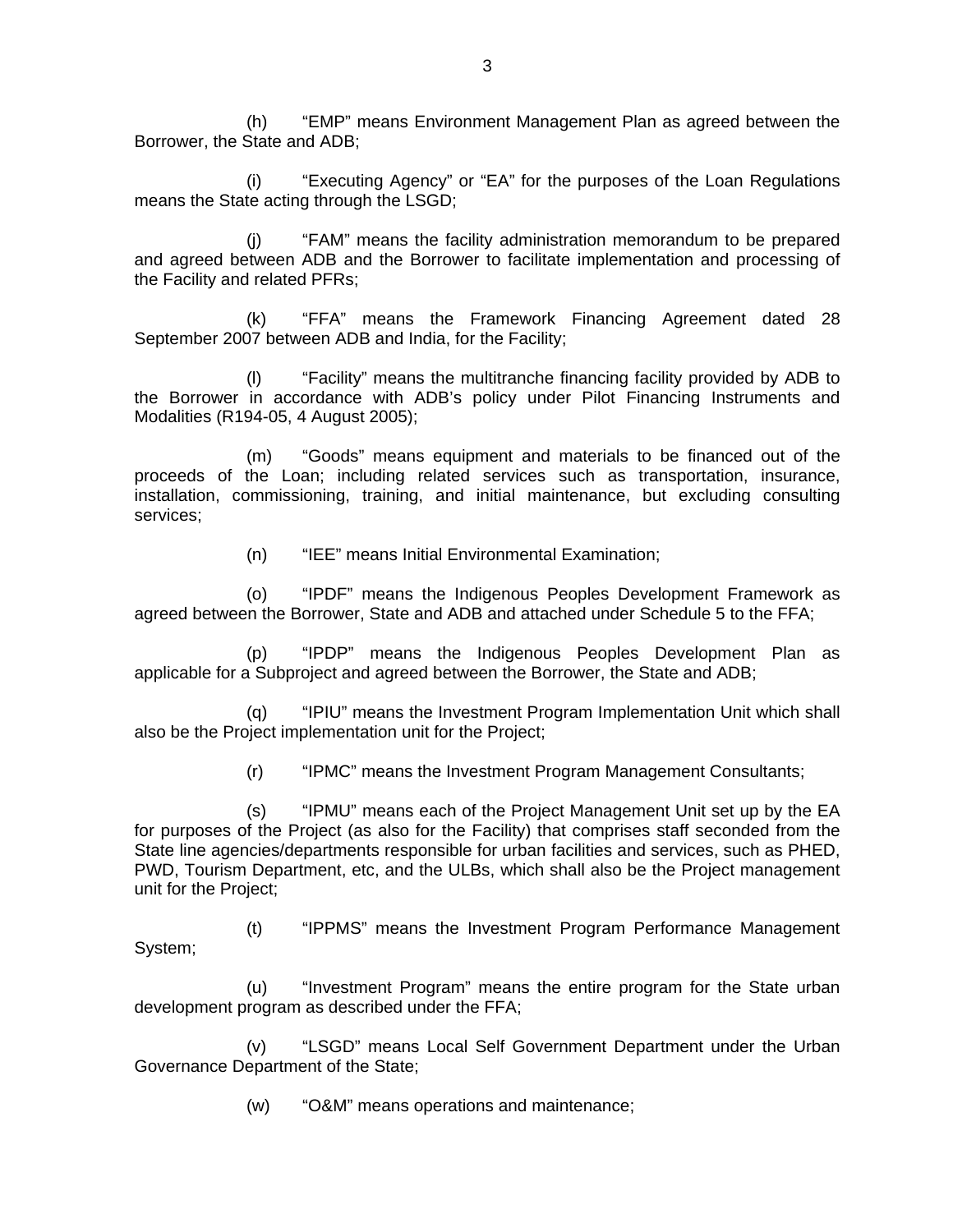(h) "EMP" means Environment Management Plan as agreed between the Borrower, the State and ADB;

(i) "Executing Agency" or "EA" for the purposes of the Loan Regulations means the State acting through the LSGD;

(j) "FAM" means the facility administration memorandum to be prepared and agreed between ADB and the Borrower to facilitate implementation and processing of the Facility and related PFRs;

(k) "FFA" means the Framework Financing Agreement dated 28 September 2007 between ADB and India, for the Facility;

(l) "Facility" means the multitranche financing facility provided by ADB to the Borrower in accordance with ADB's policy under Pilot Financing Instruments and Modalities (R194-05, 4 August 2005);

(m) "Goods" means equipment and materials to be financed out of the proceeds of the Loan; including related services such as transportation, insurance, installation, commissioning, training, and initial maintenance, but excluding consulting services;

(n) "IEE" means Initial Environmental Examination;

(o) "IPDF" means the Indigenous Peoples Development Framework as agreed between the Borrower, State and ADB and attached under Schedule 5 to the FFA;

(p) "IPDP" means the Indigenous Peoples Development Plan as applicable for a Subproject and agreed between the Borrower, the State and ADB;

(q) "IPIU" means the Investment Program Implementation Unit which shall also be the Project implementation unit for the Project;

(r) "IPMC" means the Investment Program Management Consultants;

(s) "IPMU" means each of the Project Management Unit set up by the EA for purposes of the Project (as also for the Facility) that comprises staff seconded from the State line agencies/departments responsible for urban facilities and services, such as PHED, PWD, Tourism Department, etc, and the ULBs, which shall also be the Project management unit for the Project;

(t) "IPPMS" means the Investment Program Performance Management System;

(u) "Investment Program" means the entire program for the State urban development program as described under the FFA;

(v) "LSGD" means Local Self Government Department under the Urban Governance Department of the State;

(w) "O&M" means operations and maintenance;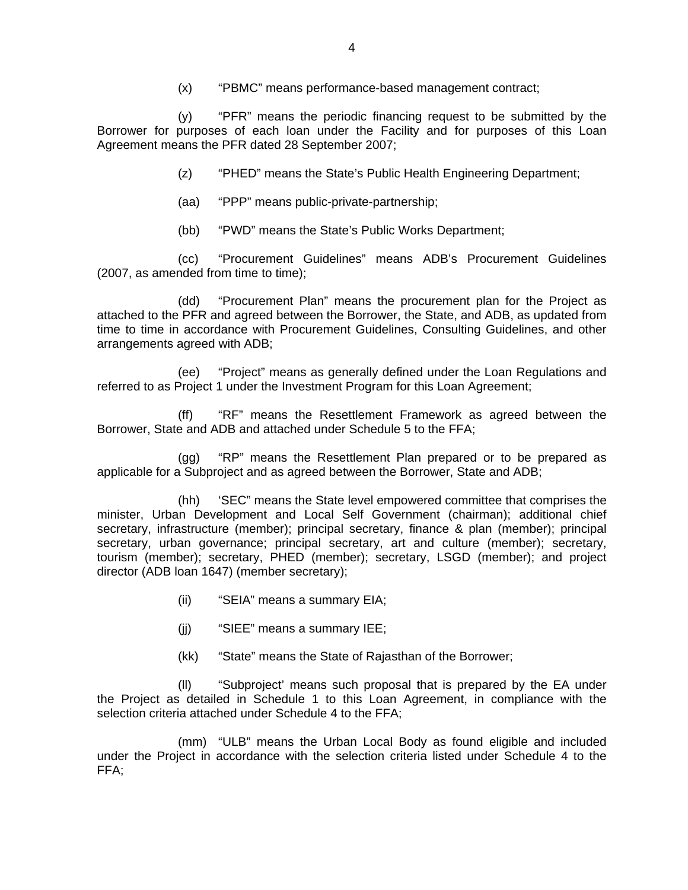(x) "PBMC" means performance-based management contract;

(y) "PFR" means the periodic financing request to be submitted by the Borrower for purposes of each loan under the Facility and for purposes of this Loan Agreement means the PFR dated 28 September 2007;

(z) "PHED" means the State's Public Health Engineering Department;

(aa) "PPP" means public-private-partnership;

(bb) "PWD" means the State's Public Works Department;

(cc) "Procurement Guidelines" means ADB's Procurement Guidelines (2007, as amended from time to time);

(dd) "Procurement Plan" means the procurement plan for the Project as attached to the PFR and agreed between the Borrower, the State, and ADB, as updated from time to time in accordance with Procurement Guidelines, Consulting Guidelines, and other arrangements agreed with ADB;

(ee) "Project" means as generally defined under the Loan Regulations and referred to as Project 1 under the Investment Program for this Loan Agreement;

(ff) "RF" means the Resettlement Framework as agreed between the Borrower, State and ADB and attached under Schedule 5 to the FFA;

(gg) "RP" means the Resettlement Plan prepared or to be prepared as applicable for a Subproject and as agreed between the Borrower, State and ADB;

(hh) 'SEC" means the State level empowered committee that comprises the minister, Urban Development and Local Self Government (chairman); additional chief secretary, infrastructure (member); principal secretary, finance & plan (member); principal secretary, urban governance; principal secretary, art and culture (member); secretary, tourism (member); secretary, PHED (member); secretary, LSGD (member); and project director (ADB loan 1647) (member secretary);

(ii) "SEIA" means a summary EIA;

(jj) "SIEE" means a summary IEE;

(kk) "State" means the State of Rajasthan of the Borrower;

(ll) "Subproject' means such proposal that is prepared by the EA under the Project as detailed in Schedule 1 to this Loan Agreement, in compliance with the selection criteria attached under Schedule 4 to the FFA;

(mm) "ULB" means the Urban Local Body as found eligible and included under the Project in accordance with the selection criteria listed under Schedule 4 to the FFA;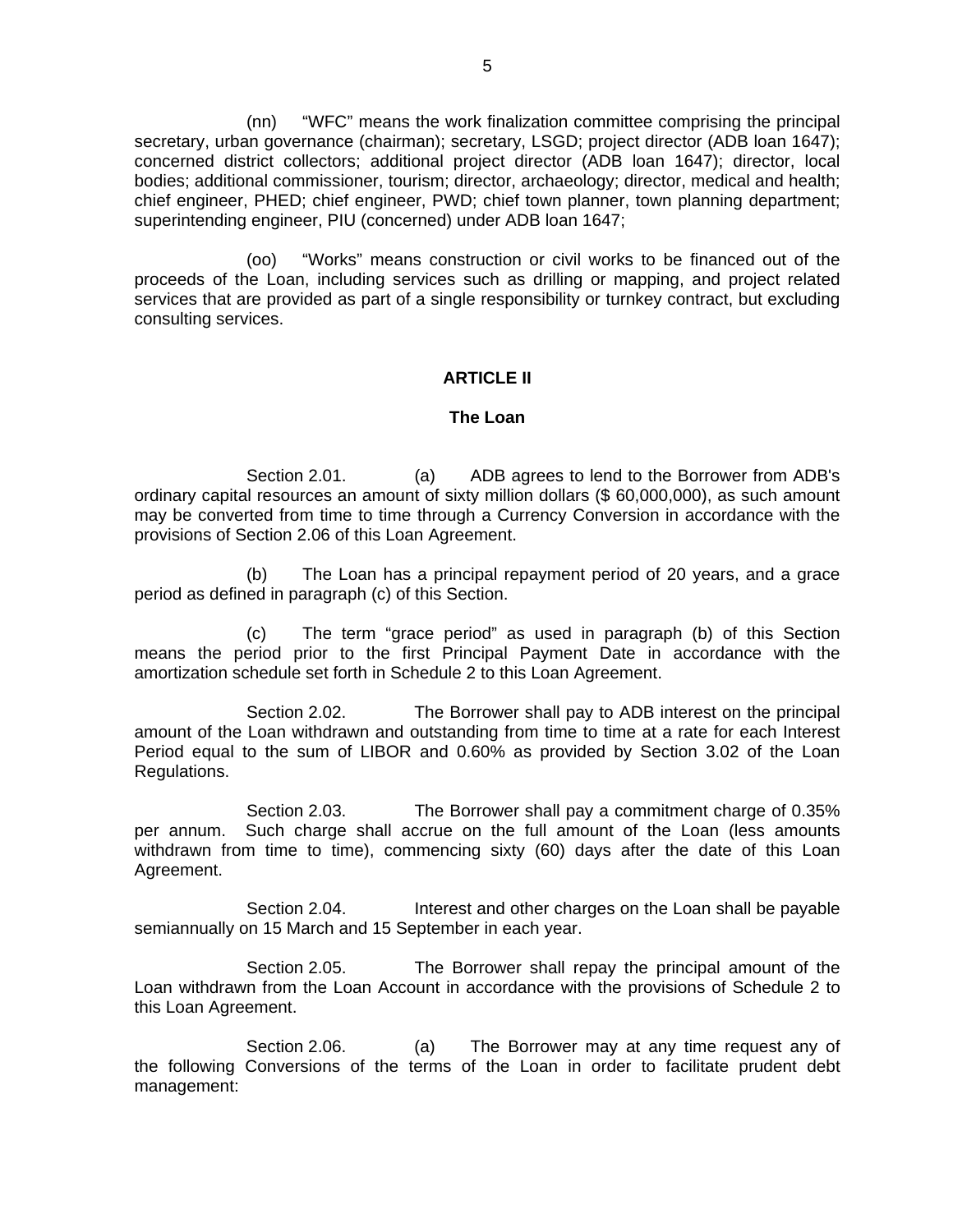(nn) "WFC" means the work finalization committee comprising the principal secretary, urban governance (chairman); secretary, LSGD; project director (ADB loan 1647); concerned district collectors; additional project director (ADB loan 1647); director, local bodies; additional commissioner, tourism; director, archaeology; director, medical and health; chief engineer, PHED; chief engineer, PWD; chief town planner, town planning department; superintending engineer, PIU (concerned) under ADB loan 1647;

(oo) "Works" means construction or civil works to be financed out of the proceeds of the Loan, including services such as drilling or mapping, and project related services that are provided as part of a single responsibility or turnkey contract, but excluding consulting services.

## ARTICLE II

### The Loan

Section 2.01. (a) ADB agrees to lend to the Borrower from ADB's ordinary capital resources an amount of sixty million dollars ($ 60,000,000), as such amount may be converted from time to time through a Currency Conversion in accordance with the provisions of Section 2.06 of this Loan Agreement.

(b) The Loan has a principal repayment period of 20 years, and a grace period as defined in paragraph (c) of this Section.

(c) The term "grace period" as used in paragraph (b) of this Section means the period prior to the first Principal Payment Date in accordance with the amortization schedule set forth in Schedule 2 to this Loan Agreement.

Section 2.02. The Borrower shall pay to ADB interest on the principal amount of the Loan withdrawn and outstanding from time to time at a rate for each Interest Period equal to the sum of LIBOR and 0.60% as provided by Section 3.02 of the Loan Regulations.

Section 2.03. The Borrower shall pay a commitment charge of 0.35% per annum. Such charge shall accrue on the full amount of the Loan (less amounts withdrawn from time to time), commencing sixty (60) days after the date of this Loan Agreement.

Section 2.04. Interest and other charges on the Loan shall be payable semiannually on 15 March and 15 September in each year.

Section 2.05. The Borrower shall repay the principal amount of the Loan withdrawn from the Loan Account in accordance with the provisions of Schedule 2 to this Loan Agreement.

Section 2.06. (a) The Borrower may at any time request any of the following Conversions of the terms of the Loan in order to facilitate prudent debt management: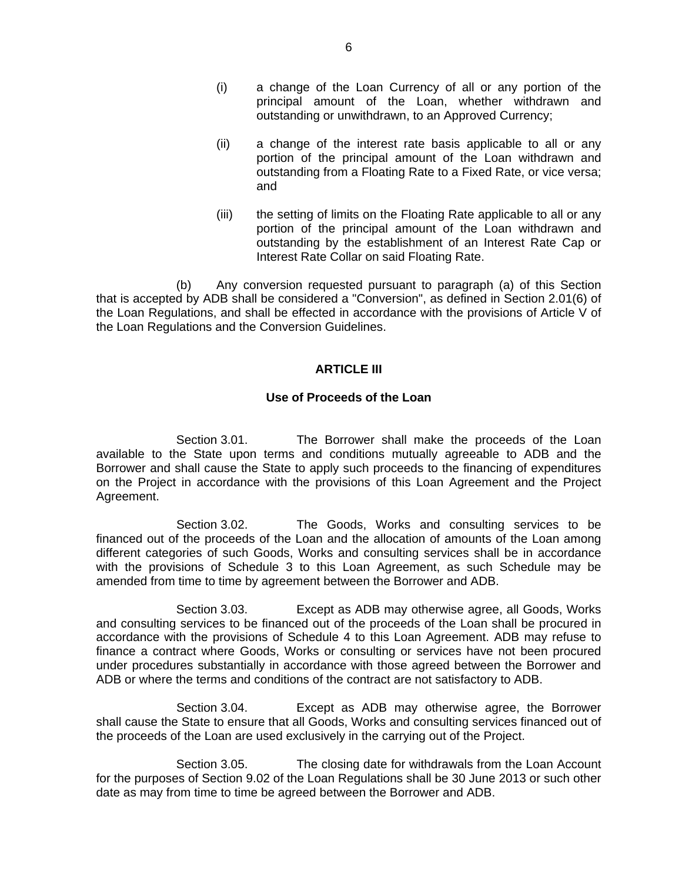(i) a change of the Loan Currency of all or any portion of the principal amount of the Loan, whether withdrawn and outstanding or unwithdrawn, to an Approved Currency;

(ii) a change of the interest rate basis applicable to all or any portion of the principal amount of the Loan withdrawn and outstanding from a Floating Rate to a Fixed Rate, or vice versa; and

(iii) the setting of limits on the Floating Rate applicable to all or any portion of the principal amount of the Loan withdrawn and outstanding by the establishment of an Interest Rate Cap or Interest Rate Collar on said Floating Rate.

(b) Any conversion requested pursuant to paragraph (a) of this Section that is accepted by ADB shall be considered a "Conversion", as defined in Section 2.01(6) of the Loan Regulations, and shall be effected in accordance with the provisions of Article V of the Loan Regulations and the Conversion Guidelines.

## ARTICLE III

### Use of Proceeds of the Loan

Section 3.01. The Borrower shall make the proceeds of the Loan available to the State upon terms and conditions mutually agreeable to ADB and the Borrower and shall cause the State to apply such proceeds to the financing of expenditures on the Project in accordance with the provisions of this Loan Agreement and the Project Agreement.

Section 3.02. The Goods, Works and consulting services to be financed out of the proceeds of the Loan and the allocation of amounts of the Loan among different categories of such Goods, Works and consulting services shall be in accordance with the provisions of Schedule 3 to this Loan Agreement, as such Schedule may be amended from time to time by agreement between the Borrower and ADB.

Section 3.03. Except as ADB may otherwise agree, all Goods, Works and consulting services to be financed out of the proceeds of the Loan shall be procured in accordance with the provisions of Schedule 4 to this Loan Agreement. ADB may refuse to finance a contract where Goods, Works or consulting or services have not been procured under procedures substantially in accordance with those agreed between the Borrower and ADB or where the terms and conditions of the contract are not satisfactory to ADB.

Section 3.04. Except as ADB may otherwise agree, the Borrower shall cause the State to ensure that all Goods, Works and consulting services financed out of the proceeds of the Loan are used exclusively in the carrying out of the Project.

Section 3.05. The closing date for withdrawals from the Loan Account for the purposes of Section 9.02 of the Loan Regulations shall be 30 June 2013 or such other date as may from time to time be agreed between the Borrower and ADB.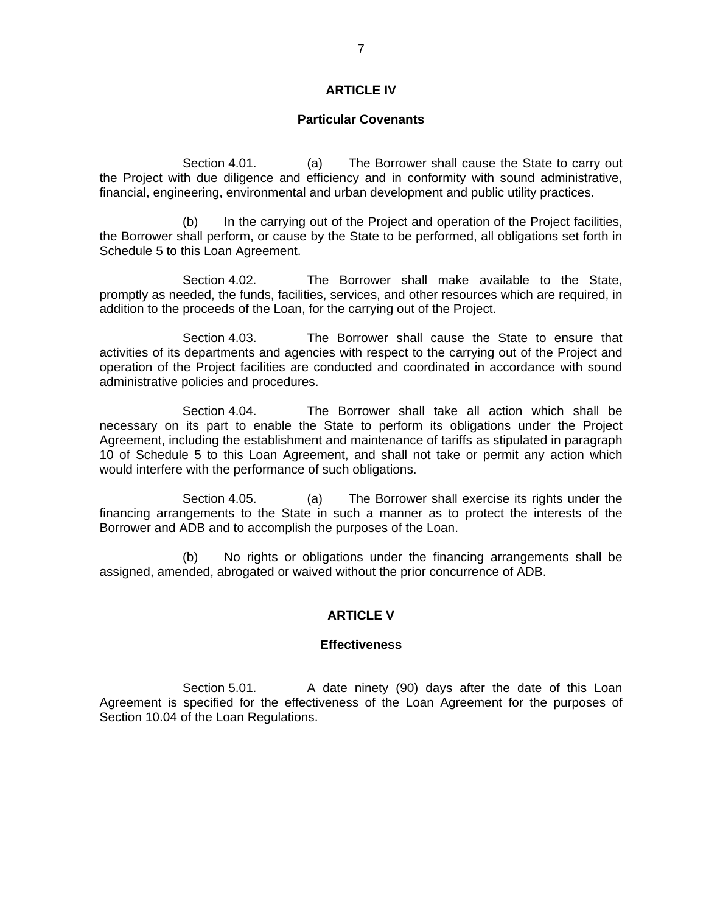## ARTICLE IV

### Particular Covenants

Section 4.01. (a) The Borrower shall cause the State to carry out the Project with due diligence and efficiency and in conformity with sound administrative, financial, engineering, environmental and urban development and public utility practices.

(b) In the carrying out of the Project and operation of the Project facilities, the Borrower shall perform, or cause by the State to be performed, all obligations set forth in Schedule 5 to this Loan Agreement.

Section 4.02. The Borrower shall make available to the State, promptly as needed, the funds, facilities, services, and other resources which are required, in addition to the proceeds of the Loan, for the carrying out of the Project.

Section 4.03. The Borrower shall cause the State to ensure that activities of its departments and agencies with respect to the carrying out of the Project and operation of the Project facilities are conducted and coordinated in accordance with sound administrative policies and procedures.

Section 4.04. The Borrower shall take all action which shall be necessary on its part to enable the State to perform its obligations under the Project Agreement, including the establishment and maintenance of tariffs as stipulated in paragraph 10 of Schedule 5 to this Loan Agreement, and shall not take or permit any action which would interfere with the performance of such obligations.

Section 4.05. (a) The Borrower shall exercise its rights under the financing arrangements to the State in such a manner as to protect the interests of the Borrower and ADB and to accomplish the purposes of the Loan.

(b) No rights or obligations under the financing arrangements shall be assigned, amended, abrogated or waived without the prior concurrence of ADB.

## ARTICLE V

### Effectiveness

Section 5.01. A date ninety (90) days after the date of this Loan Agreement is specified for the effectiveness of the Loan Agreement for the purposes of Section 10.04 of the Loan Regulations.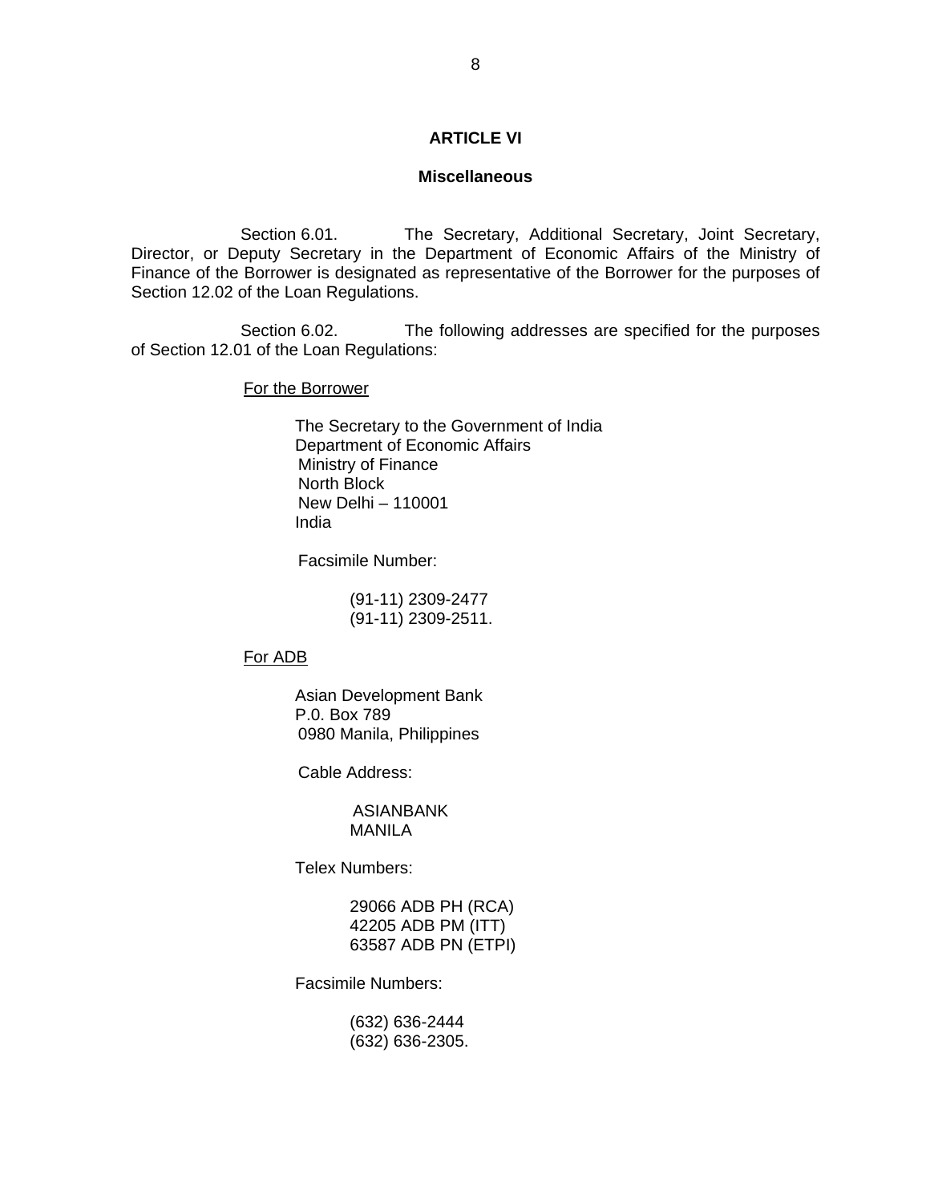## ARTICLE VI

### Miscellaneous

Section 6.01. The Secretary, Additional Secretary, Joint Secretary, Director, or Deputy Secretary in the Department of Economic Affairs of the Ministry of Finance of the Borrower is designated as representative of the Borrower for the purposes of Section 12.02 of the Loan Regulations.

Section 6.02. The following addresses are specified for the purposes of Section 12.01 of the Loan Regulations:

For the Borrower

The Secretary to the Government of India
Department of Economic Affairs
Ministry of Finance
North Block
New Delhi – 110001
India

Facsimile Number:

(91-11) 2309-2477
(91-11) 2309-2511.

For ADB

Asian Development Bank
P.0. Box 789
0980 Manila, Philippines

Cable Address:

ASIANBANK
MANILA

Telex Numbers:

29066 ADB PH (RCA)
42205 ADB PM (ITT)
63587 ADB PN (ETPI)

Facsimile Numbers:

(632) 636-2444
(632) 636-2305.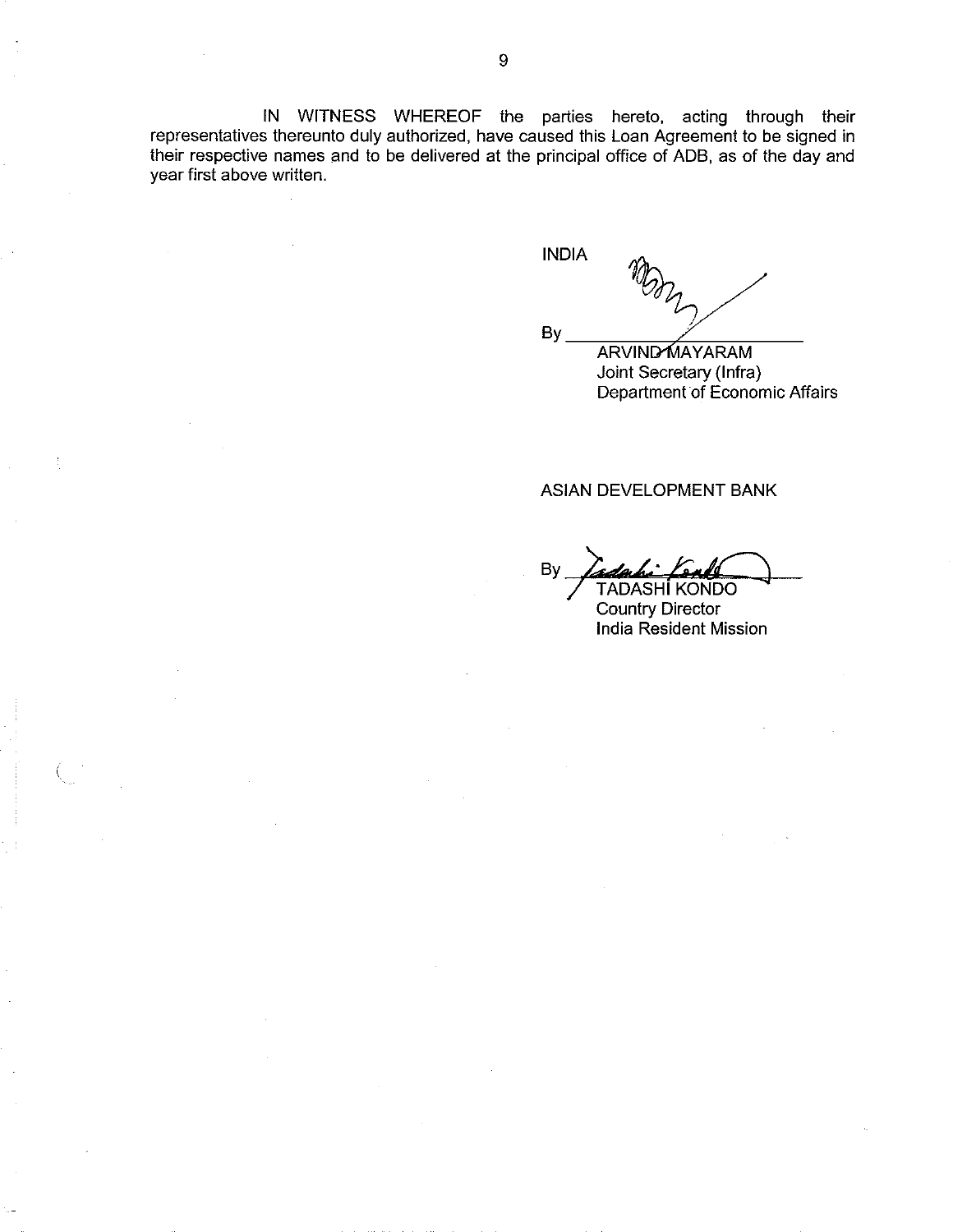IN WITNESS WHEREOF the parties hereto, acting through their representatives thereunto duly authorized, have caused this Loan Agreement to be signed in their respective names and to be delivered at the principal office of ADB, as of the day and year first above written.

INDIA

By \_\_\_\_\_\_\_\_\_\_\_\_\_\_\_\_\_\_\_\_\_\_\_\_
ARVIND MAYARAM
Joint Secretary (Infra)
Department of Economic Affairs

ASIAN DEVELOPMENT BANK

By \_\_\_\_\_\_\_\_\_\_\_\_\_\_\_\_\_\_\_\_\_\_\_\_
TADASHI KONDO
Country Director
India Resident Mission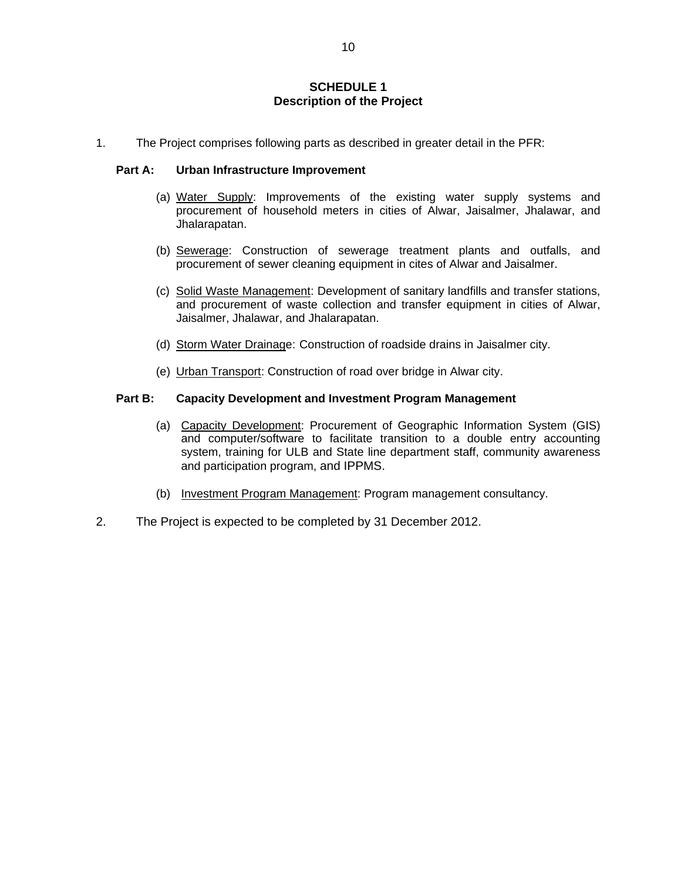# SCHEDULE 1
## Description of the Project

1. The Project comprises following parts as described in greater detail in the PFR:

**Part A: Urban Infrastructure Improvement**

(a) Water Supply: Improvements of the existing water supply systems and procurement of household meters in cities of Alwar, Jaisalmer, Jhalawar, and Jhalarapatan.

(b) Sewerage: Construction of sewerage treatment plants and outfalls, and procurement of sewer cleaning equipment in cites of Alwar and Jaisalmer.

(c) Solid Waste Management: Development of sanitary landfills and transfer stations, and procurement of waste collection and transfer equipment in cities of Alwar, Jaisalmer, Jhalawar, and Jhalarapatan.

(d) Storm Water Drainage: Construction of roadside drains in Jaisalmer city.

(e) Urban Transport: Construction of road over bridge in Alwar city.

**Part B: Capacity Development and Investment Program Management**

(a) Capacity Development: Procurement of Geographic Information System (GIS) and computer/software to facilitate transition to a double entry accounting system, training for ULB and State line department staff, community awareness and participation program, and IPPMS.

(b) Investment Program Management: Program management consultancy.

2. The Project is expected to be completed by 31 December 2012.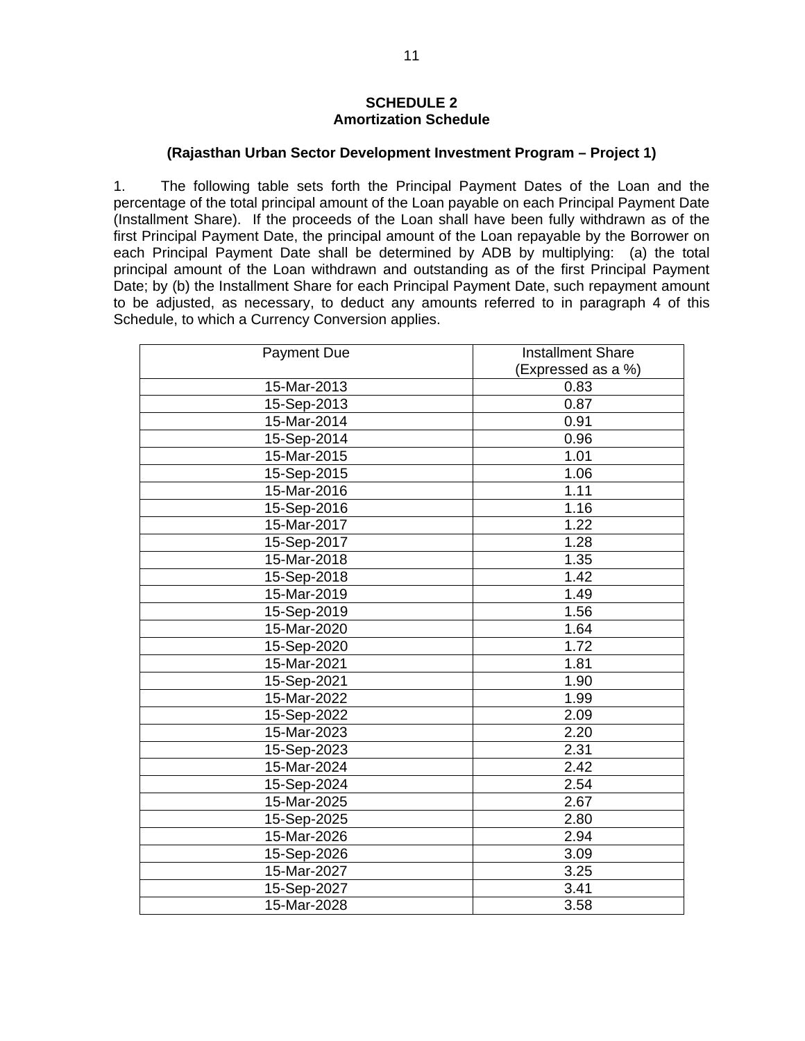## SCHEDULE 2
## Amortization Schedule

### (Rajasthan Urban Sector Development Investment Program – Project 1)

1. The following table sets forth the Principal Payment Dates of the Loan and the percentage of the total principal amount of the Loan payable on each Principal Payment Date (Installment Share). If the proceeds of the Loan shall have been fully withdrawn as of the first Principal Payment Date, the principal amount of the Loan repayable by the Borrower on each Principal Payment Date shall be determined by ADB by multiplying: (a) the total principal amount of the Loan withdrawn and outstanding as of the first Principal Payment Date; by (b) the Installment Share for each Principal Payment Date, such repayment amount to be adjusted, as necessary, to deduct any amounts referred to in paragraph 4 of this Schedule, to which a Currency Conversion applies.

| Payment Due | Installment Share (Expressed as a %) |
|---|---|
| 15-Mar-2013 | 0.83 |
| 15-Sep-2013 | 0.87 |
| 15-Mar-2014 | 0.91 |
| 15-Sep-2014 | 0.96 |
| 15-Mar-2015 | 1.01 |
| 15-Sep-2015 | 1.06 |
| 15-Mar-2016 | 1.11 |
| 15-Sep-2016 | 1.16 |
| 15-Mar-2017 | 1.22 |
| 15-Sep-2017 | 1.28 |
| 15-Mar-2018 | 1.35 |
| 15-Sep-2018 | 1.42 |
| 15-Mar-2019 | 1.49 |
| 15-Sep-2019 | 1.56 |
| 15-Mar-2020 | 1.64 |
| 15-Sep-2020 | 1.72 |
| 15-Mar-2021 | 1.81 |
| 15-Sep-2021 | 1.90 |
| 15-Mar-2022 | 1.99 |
| 15-Sep-2022 | 2.09 |
| 15-Mar-2023 | 2.20 |
| 15-Sep-2023 | 2.31 |
| 15-Mar-2024 | 2.42 |
| 15-Sep-2024 | 2.54 |
| 15-Mar-2025 | 2.67 |
| 15-Sep-2025 | 2.80 |
| 15-Mar-2026 | 2.94 |
| 15-Sep-2026 | 3.09 |
| 15-Mar-2027 | 3.25 |
| 15-Sep-2027 | 3.41 |
| 15-Mar-2028 | 3.58 |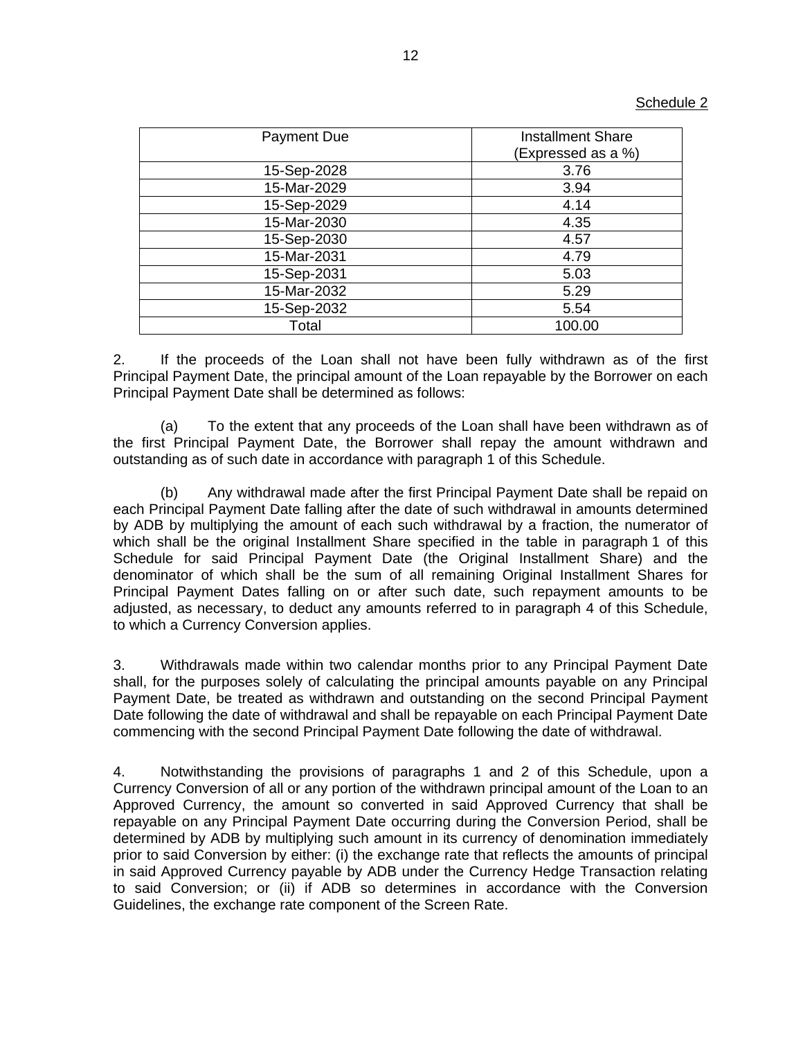Schedule 2

| Payment Due | Installment Share (Expressed as a %) |
|---|---|
| 15-Sep-2028 | 3.76 |
| 15-Mar-2029 | 3.94 |
| 15-Sep-2029 | 4.14 |
| 15-Mar-2030 | 4.35 |
| 15-Sep-2030 | 4.57 |
| 15-Mar-2031 | 4.79 |
| 15-Sep-2031 | 5.03 |
| 15-Mar-2032 | 5.29 |
| 15-Sep-2032 | 5.54 |
| Total | 100.00 |

2. If the proceeds of the Loan shall not have been fully withdrawn as of the first Principal Payment Date, the principal amount of the Loan repayable by the Borrower on each Principal Payment Date shall be determined as follows:

(a) To the extent that any proceeds of the Loan shall have been withdrawn as of the first Principal Payment Date, the Borrower shall repay the amount withdrawn and outstanding as of such date in accordance with paragraph 1 of this Schedule.

(b) Any withdrawal made after the first Principal Payment Date shall be repaid on each Principal Payment Date falling after the date of such withdrawal in amounts determined by ADB by multiplying the amount of each such withdrawal by a fraction, the numerator of which shall be the original Installment Share specified in the table in paragraph 1 of this Schedule for said Principal Payment Date (the Original Installment Share) and the denominator of which shall be the sum of all remaining Original Installment Shares for Principal Payment Dates falling on or after such date, such repayment amounts to be adjusted, as necessary, to deduct any amounts referred to in paragraph 4 of this Schedule, to which a Currency Conversion applies.

3. Withdrawals made within two calendar months prior to any Principal Payment Date shall, for the purposes solely of calculating the principal amounts payable on any Principal Payment Date, be treated as withdrawn and outstanding on the second Principal Payment Date following the date of withdrawal and shall be repayable on each Principal Payment Date commencing with the second Principal Payment Date following the date of withdrawal.

4. Notwithstanding the provisions of paragraphs 1 and 2 of this Schedule, upon a Currency Conversion of all or any portion of the withdrawn principal amount of the Loan to an Approved Currency, the amount so converted in said Approved Currency that shall be repayable on any Principal Payment Date occurring during the Conversion Period, shall be determined by ADB by multiplying such amount in its currency of denomination immediately prior to said Conversion by either: (i) the exchange rate that reflects the amounts of principal in said Approved Currency payable by ADB under the Currency Hedge Transaction relating to said Conversion; or (ii) if ADB so determines in accordance with the Conversion Guidelines, the exchange rate component of the Screen Rate.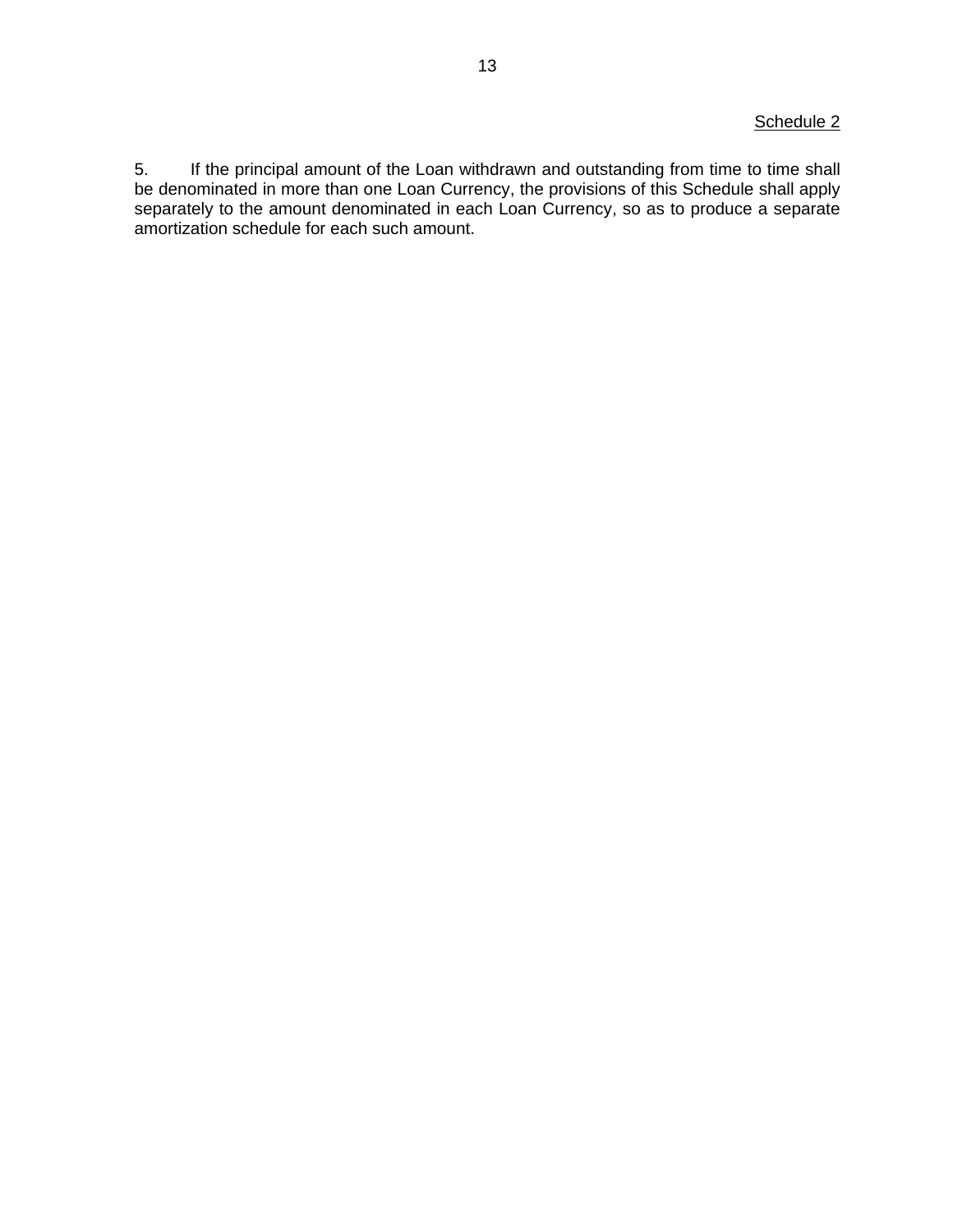Schedule 2

5. If the principal amount of the Loan withdrawn and outstanding from time to time shall be denominated in more than one Loan Currency, the provisions of this Schedule shall apply separately to the amount denominated in each Loan Currency, so as to produce a separate amortization schedule for each such amount.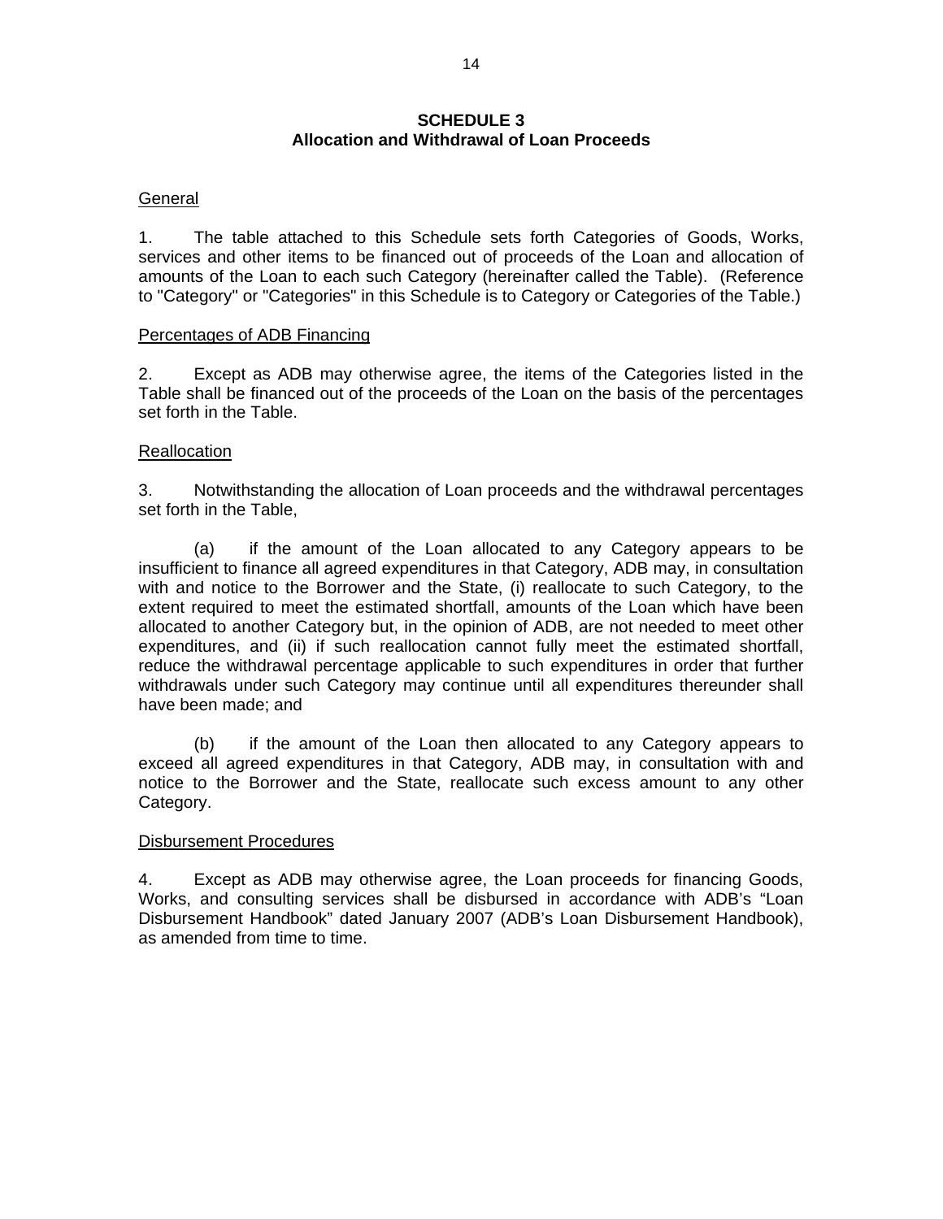## SCHEDULE 3
## Allocation and Withdrawal of Loan Proceeds

General

1. The table attached to this Schedule sets forth Categories of Goods, Works, services and other items to be financed out of proceeds of the Loan and allocation of amounts of the Loan to each such Category (hereinafter called the Table). (Reference to "Category" or "Categories" in this Schedule is to Category or Categories of the Table.)

Percentages of ADB Financing

2. Except as ADB may otherwise agree, the items of the Categories listed in the Table shall be financed out of the proceeds of the Loan on the basis of the percentages set forth in the Table.

Reallocation

3. Notwithstanding the allocation of Loan proceeds and the withdrawal percentages set forth in the Table,

(a) if the amount of the Loan allocated to any Category appears to be insufficient to finance all agreed expenditures in that Category, ADB may, in consultation with and notice to the Borrower and the State, (i) reallocate to such Category, to the extent required to meet the estimated shortfall, amounts of the Loan which have been allocated to another Category but, in the opinion of ADB, are not needed to meet other expenditures, and (ii) if such reallocation cannot fully meet the estimated shortfall, reduce the withdrawal percentage applicable to such expenditures in order that further withdrawals under such Category may continue until all expenditures thereunder shall have been made; and

(b) if the amount of the Loan then allocated to any Category appears to exceed all agreed expenditures in that Category, ADB may, in consultation with and notice to the Borrower and the State, reallocate such excess amount to any other Category.

Disbursement Procedures

4. Except as ADB may otherwise agree, the Loan proceeds for financing Goods, Works, and consulting services shall be disbursed in accordance with ADB's "Loan Disbursement Handbook" dated January 2007 (ADB's Loan Disbursement Handbook), as amended from time to time.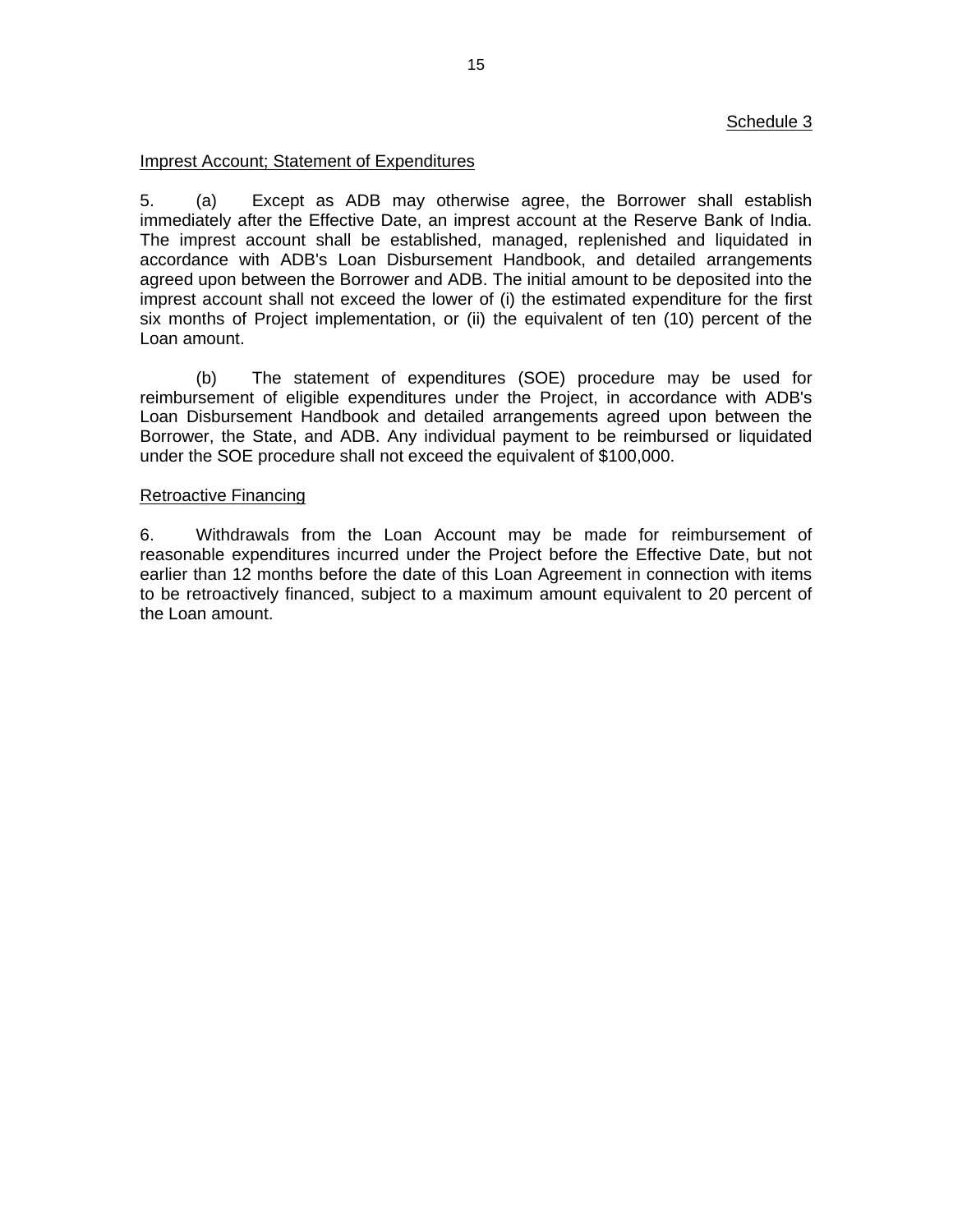Schedule 3

Imprest Account; Statement of Expenditures

5. (a) Except as ADB may otherwise agree, the Borrower shall establish immediately after the Effective Date, an imprest account at the Reserve Bank of India. The imprest account shall be established, managed, replenished and liquidated in accordance with ADB's Loan Disbursement Handbook, and detailed arrangements agreed upon between the Borrower and ADB. The initial amount to be deposited into the imprest account shall not exceed the lower of (i) the estimated expenditure for the first six months of Project implementation, or (ii) the equivalent of ten (10) percent of the Loan amount.

(b) The statement of expenditures (SOE) procedure may be used for reimbursement of eligible expenditures under the Project, in accordance with ADB's Loan Disbursement Handbook and detailed arrangements agreed upon between the Borrower, the State, and ADB. Any individual payment to be reimbursed or liquidated under the SOE procedure shall not exceed the equivalent of $100,000.

Retroactive Financing

6. Withdrawals from the Loan Account may be made for reimbursement of reasonable expenditures incurred under the Project before the Effective Date, but not earlier than 12 months before the date of this Loan Agreement in connection with items to be retroactively financed, subject to a maximum amount equivalent to 20 percent of the Loan amount.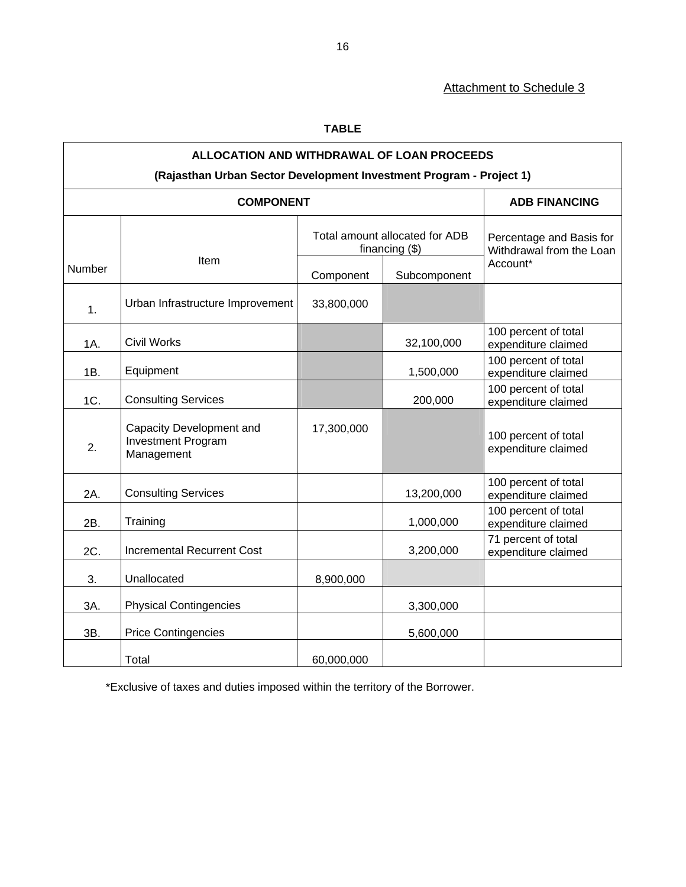Attachment to Schedule 3

**TABLE**

| ALLOCATION AND WITHDRAWAL OF LOAN PROCEEDS (Rajasthan Urban Sector Development Investment Program - Project 1) | | | | |
|---|---|---|---|---|
| **COMPONENT** | | | | **ADB FINANCING** |
| Number | Item | Total amount allocated for ADB financing ($) | | Percentage and Basis for Withdrawal from the Loan Account* |
| | | Component | Subcomponent | |
| 1. | Urban Infrastructure Improvement | 33,800,000 | | |
| 1A. | Civil Works | | 32,100,000 | 100 percent of total expenditure claimed |
| 1B. | Equipment | | 1,500,000 | 100 percent of total expenditure claimed |
| 1C. | Consulting Services | | 200,000 | 100 percent of total expenditure claimed |
| 2. | Capacity Development and Investment Program Management | 17,300,000 | | 100 percent of total expenditure claimed |
| 2A. | Consulting Services | | 13,200,000 | 100 percent of total expenditure claimed |
| 2B. | Training | | 1,000,000 | 100 percent of total expenditure claimed |
| 2C. | Incremental Recurrent Cost | | 3,200,000 | 71 percent of total expenditure claimed |
| 3. | Unallocated | 8,900,000 | | |
| 3A. | Physical Contingencies | | 3,300,000 | |
| 3B. | Price Contingencies | | 5,600,000 | |
| | Total | 60,000,000 | | |

*Exclusive of taxes and duties imposed within the territory of the Borrower.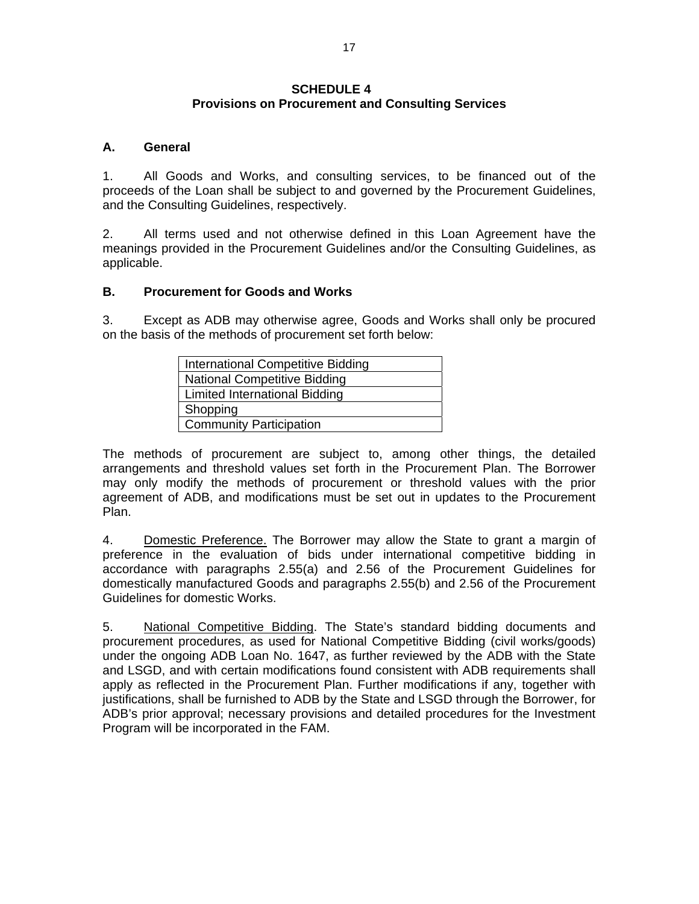# SCHEDULE 4
## Provisions on Procurement and Consulting Services

### A. General

1. All Goods and Works, and consulting services, to be financed out of the proceeds of the Loan shall be subject to and governed by the Procurement Guidelines, and the Consulting Guidelines, respectively.

2. All terms used and not otherwise defined in this Loan Agreement have the meanings provided in the Procurement Guidelines and/or the Consulting Guidelines, as applicable.

### B. Procurement for Goods and Works

3. Except as ADB may otherwise agree, Goods and Works shall only be procured on the basis of the methods of procurement set forth below:

| International Competitive Bidding |
|---|
| National Competitive Bidding |
| Limited International Bidding |
| Shopping |
| Community Participation |

The methods of procurement are subject to, among other things, the detailed arrangements and threshold values set forth in the Procurement Plan. The Borrower may only modify the methods of procurement or threshold values with the prior agreement of ADB, and modifications must be set out in updates to the Procurement Plan.

4. Domestic Preference. The Borrower may allow the State to grant a margin of preference in the evaluation of bids under international competitive bidding in accordance with paragraphs 2.55(a) and 2.56 of the Procurement Guidelines for domestically manufactured Goods and paragraphs 2.55(b) and 2.56 of the Procurement Guidelines for domestic Works.

5. National Competitive Bidding. The State's standard bidding documents and procurement procedures, as used for National Competitive Bidding (civil works/goods) under the ongoing ADB Loan No. 1647, as further reviewed by the ADB with the State and LSGD, and with certain modifications found consistent with ADB requirements shall apply as reflected in the Procurement Plan. Further modifications if any, together with justifications, shall be furnished to ADB by the State and LSGD through the Borrower, for ADB's prior approval; necessary provisions and detailed procedures for the Investment Program will be incorporated in the FAM.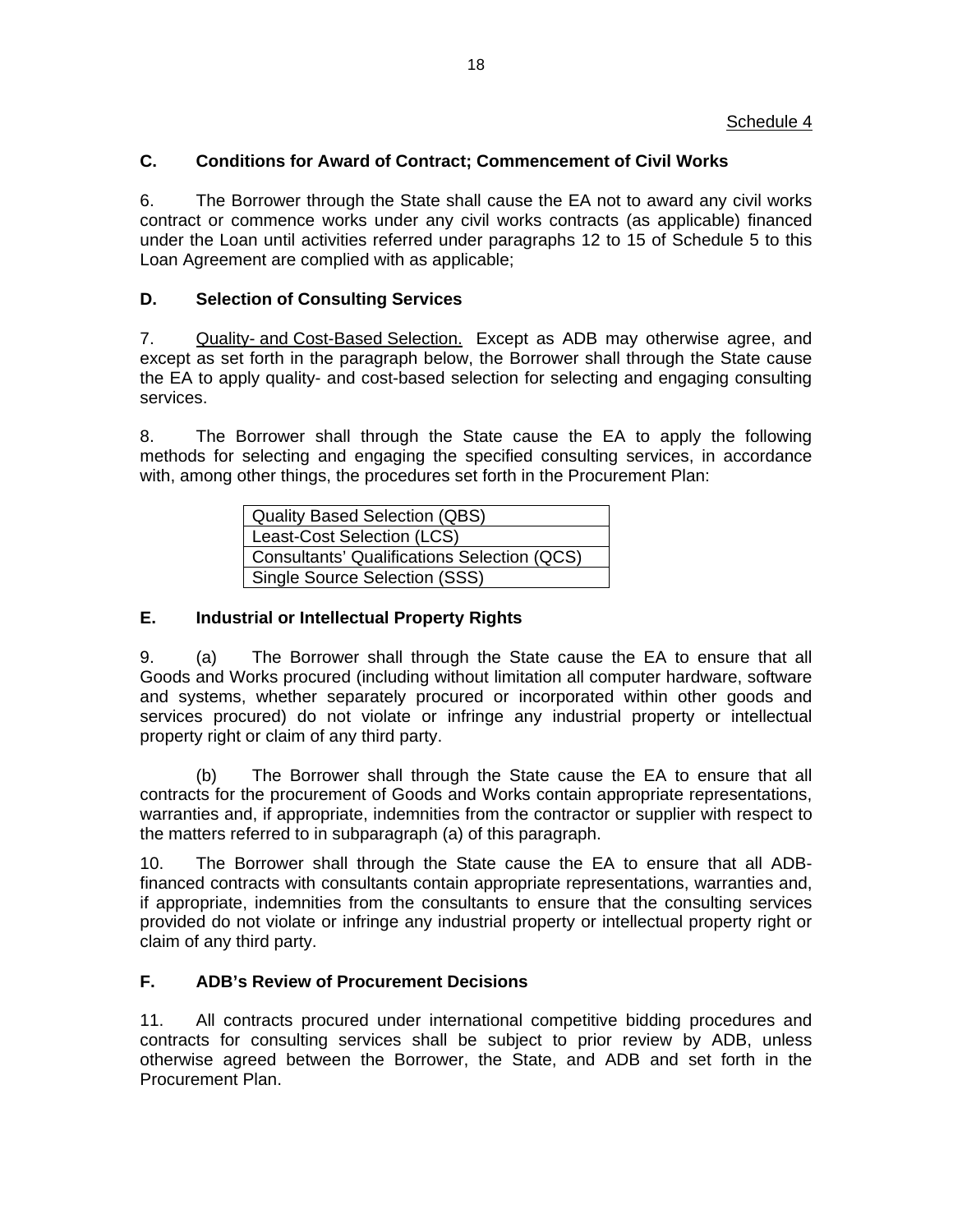Schedule 4

## C. Conditions for Award of Contract; Commencement of Civil Works

6. The Borrower through the State shall cause the EA not to award any civil works contract or commence works under any civil works contracts (as applicable) financed under the Loan until activities referred under paragraphs 12 to 15 of Schedule 5 to this Loan Agreement are complied with as applicable;

## D. Selection of Consulting Services

7. Quality- and Cost-Based Selection. Except as ADB may otherwise agree, and except as set forth in the paragraph below, the Borrower shall through the State cause the EA to apply quality- and cost-based selection for selecting and engaging consulting services.

8. The Borrower shall through the State cause the EA to apply the following methods for selecting and engaging the specified consulting services, in accordance with, among other things, the procedures set forth in the Procurement Plan:

| Quality Based Selection (QBS) |
|---|
| Least-Cost Selection (LCS) |
| Consultants' Qualifications Selection (QCS) |
| Single Source Selection (SSS) |

## E. Industrial or Intellectual Property Rights

9. (a) The Borrower shall through the State cause the EA to ensure that all Goods and Works procured (including without limitation all computer hardware, software and systems, whether separately procured or incorporated within other goods and services procured) do not violate or infringe any industrial property or intellectual property right or claim of any third party.

(b) The Borrower shall through the State cause the EA to ensure that all contracts for the procurement of Goods and Works contain appropriate representations, warranties and, if appropriate, indemnities from the contractor or supplier with respect to the matters referred to in subparagraph (a) of this paragraph.

10. The Borrower shall through the State cause the EA to ensure that all ADB-financed contracts with consultants contain appropriate representations, warranties and, if appropriate, indemnities from the consultants to ensure that the consulting services provided do not violate or infringe any industrial property or intellectual property right or claim of any third party.

## F. ADB's Review of Procurement Decisions

11. All contracts procured under international competitive bidding procedures and contracts for consulting services shall be subject to prior review by ADB, unless otherwise agreed between the Borrower, the State, and ADB and set forth in the Procurement Plan.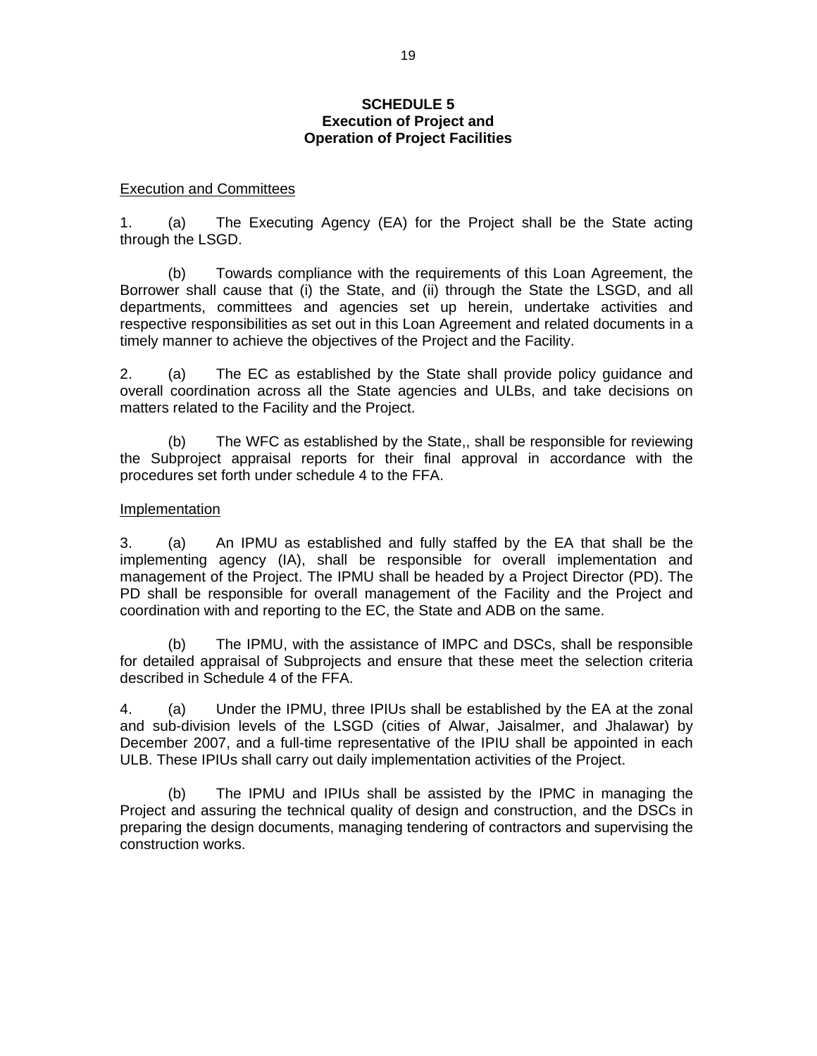# SCHEDULE 5
## Execution of Project and Operation of Project Facilities

Execution and Committees

1. (a) The Executing Agency (EA) for the Project shall be the State acting through the LSGD.

(b) Towards compliance with the requirements of this Loan Agreement, the Borrower shall cause that (i) the State, and (ii) through the State the LSGD, and all departments, committees and agencies set up herein, undertake activities and respective responsibilities as set out in this Loan Agreement and related documents in a timely manner to achieve the objectives of the Project and the Facility.

2. (a) The EC as established by the State shall provide policy guidance and overall coordination across all the State agencies and ULBs, and take decisions on matters related to the Facility and the Project.

(b) The WFC as established by the State,, shall be responsible for reviewing the Subproject appraisal reports for their final approval in accordance with the procedures set forth under schedule 4 to the FFA.

Implementation

3. (a) An IPMU as established and fully staffed by the EA that shall be the implementing agency (IA), shall be responsible for overall implementation and management of the Project. The IPMU shall be headed by a Project Director (PD). The PD shall be responsible for overall management of the Facility and the Project and coordination with and reporting to the EC, the State and ADB on the same.

(b) The IPMU, with the assistance of IMPC and DSCs, shall be responsible for detailed appraisal of Subprojects and ensure that these meet the selection criteria described in Schedule 4 of the FFA.

4. (a) Under the IPMU, three IPIUs shall be established by the EA at the zonal and sub-division levels of the LSGD (cities of Alwar, Jaisalmer, and Jhalawar) by December 2007, and a full-time representative of the IPIU shall be appointed in each ULB. These IPIUs shall carry out daily implementation activities of the Project.

(b) The IPMU and IPIUs shall be assisted by the IPMC in managing the Project and assuring the technical quality of design and construction, and the DSCs in preparing the design documents, managing tendering of contractors and supervising the construction works.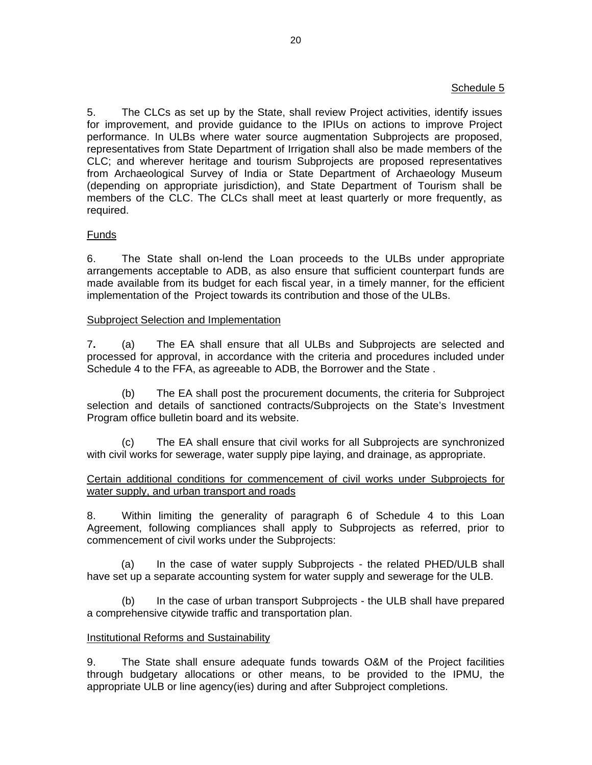Schedule 5

5. The CLCs as set up by the State, shall review Project activities, identify issues for improvement, and provide guidance to the IPIUs on actions to improve Project performance. In ULBs where water source augmentation Subprojects are proposed, representatives from State Department of Irrigation shall also be made members of the CLC; and wherever heritage and tourism Subprojects are proposed representatives from Archaeological Survey of India or State Department of Archaeology Museum (depending on appropriate jurisdiction), and State Department of Tourism shall be members of the CLC. The CLCs shall meet at least quarterly or more frequently, as required.

<u>Funds</u>

6. The State shall on-lend the Loan proceeds to the ULBs under appropriate arrangements acceptable to ADB, as also ensure that sufficient counterpart funds are made available from its budget for each fiscal year, in a timely manner, for the efficient implementation of the Project towards its contribution and those of the ULBs.

<u>Subproject Selection and Implementation</u>

7**.** (a) The EA shall ensure that all ULBs and Subprojects are selected and processed for approval, in accordance with the criteria and procedures included under Schedule 4 to the FFA, as agreeable to ADB, the Borrower and the State .

(b) The EA shall post the procurement documents, the criteria for Subproject selection and details of sanctioned contracts/Subprojects on the State's Investment Program office bulletin board and its website.

(c) The EA shall ensure that civil works for all Subprojects are synchronized with civil works for sewerage, water supply pipe laying, and drainage, as appropriate.

<u>Certain additional conditions for commencement of civil works under Subprojects for water supply, and urban transport and roads</u>

8. Within limiting the generality of paragraph 6 of Schedule 4 to this Loan Agreement, following compliances shall apply to Subprojects as referred, prior to commencement of civil works under the Subprojects:

(a) In the case of water supply Subprojects - the related PHED/ULB shall have set up a separate accounting system for water supply and sewerage for the ULB.

(b) In the case of urban transport Subprojects - the ULB shall have prepared a comprehensive citywide traffic and transportation plan.

<u>Institutional Reforms and Sustainability</u>

9. The State shall ensure adequate funds towards O&M of the Project facilities through budgetary allocations or other means, to be provided to the IPMU, the appropriate ULB or line agency(ies) during and after Subproject completions.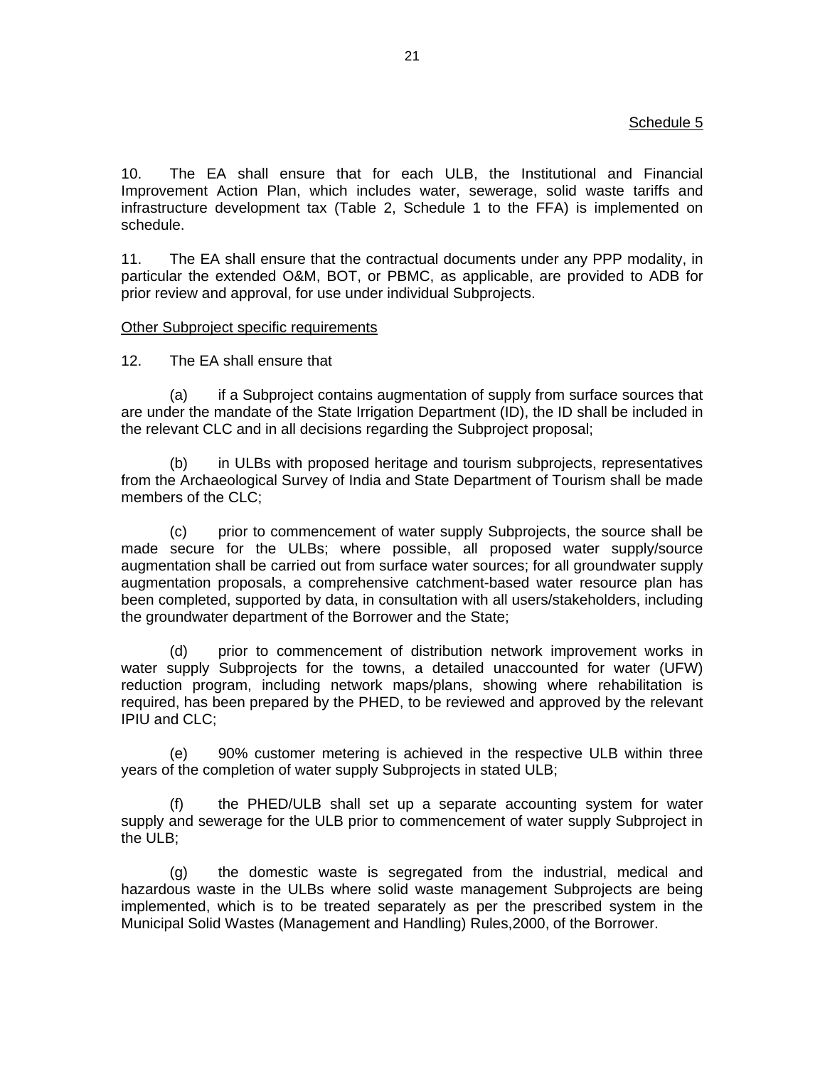Schedule 5

10. The EA shall ensure that for each ULB, the Institutional and Financial Improvement Action Plan, which includes water, sewerage, solid waste tariffs and infrastructure development tax (Table 2, Schedule 1 to the FFA) is implemented on schedule.

11. The EA shall ensure that the contractual documents under any PPP modality, in particular the extended O&M, BOT, or PBMC, as applicable, are provided to ADB for prior review and approval, for use under individual Subprojects.

Other Subproject specific requirements

12. The EA shall ensure that

(a) if a Subproject contains augmentation of supply from surface sources that are under the mandate of the State Irrigation Department (ID), the ID shall be included in the relevant CLC and in all decisions regarding the Subproject proposal;

(b) in ULBs with proposed heritage and tourism subprojects, representatives from the Archaeological Survey of India and State Department of Tourism shall be made members of the CLC;

(c) prior to commencement of water supply Subprojects, the source shall be made secure for the ULBs; where possible, all proposed water supply/source augmentation shall be carried out from surface water sources; for all groundwater supply augmentation proposals, a comprehensive catchment-based water resource plan has been completed, supported by data, in consultation with all users/stakeholders, including the groundwater department of the Borrower and the State;

(d) prior to commencement of distribution network improvement works in water supply Subprojects for the towns, a detailed unaccounted for water (UFW) reduction program, including network maps/plans, showing where rehabilitation is required, has been prepared by the PHED, to be reviewed and approved by the relevant IPIU and CLC;

(e) 90% customer metering is achieved in the respective ULB within three years of the completion of water supply Subprojects in stated ULB;

(f) the PHED/ULB shall set up a separate accounting system for water supply and sewerage for the ULB prior to commencement of water supply Subproject in the ULB;

(g) the domestic waste is segregated from the industrial, medical and hazardous waste in the ULBs where solid waste management Subprojects are being implemented, which is to be treated separately as per the prescribed system in the Municipal Solid Wastes (Management and Handling) Rules,2000, of the Borrower.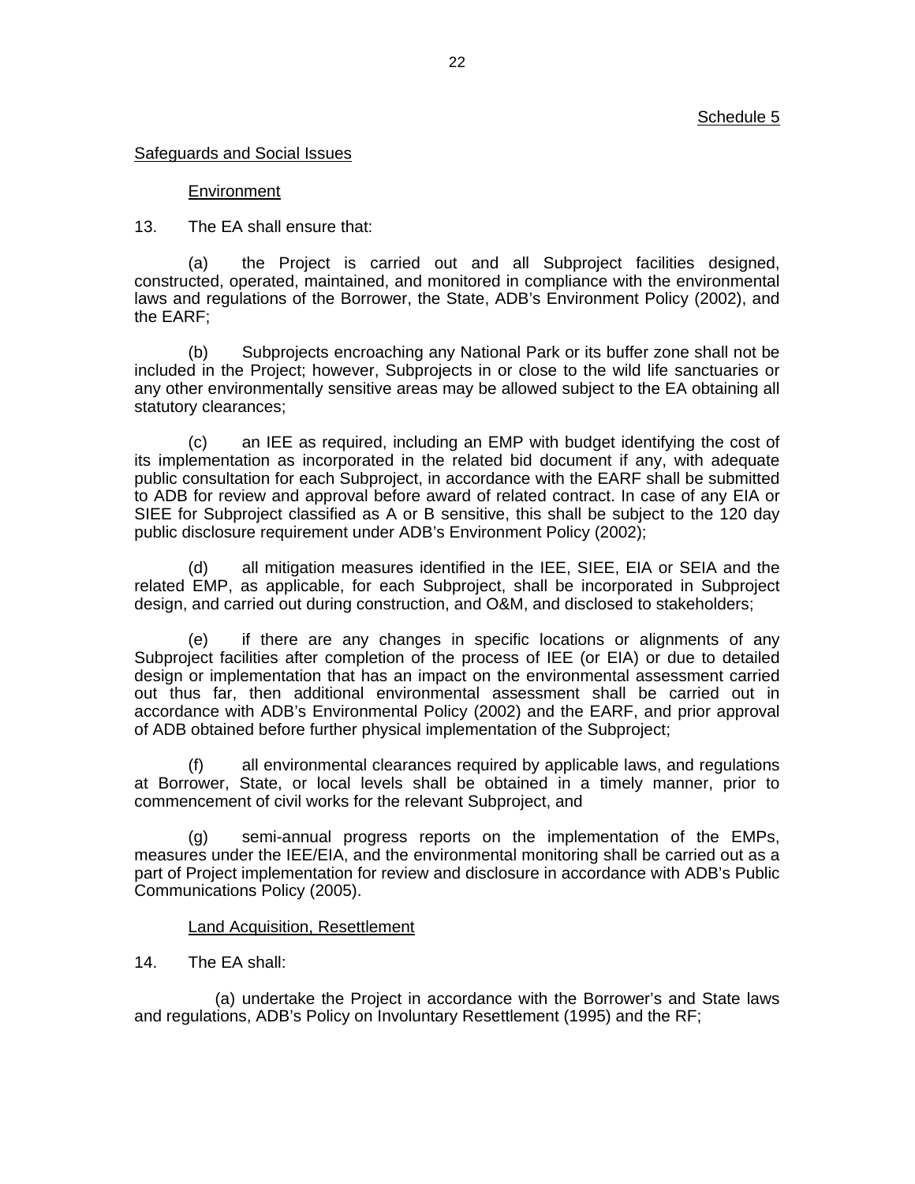Schedule 5

Safeguards and Social Issues

Environment

13. The EA shall ensure that:

(a) the Project is carried out and all Subproject facilities designed, constructed, operated, maintained, and monitored in compliance with the environmental laws and regulations of the Borrower, the State, ADB's Environment Policy (2002), and the EARF;

(b) Subprojects encroaching any National Park or its buffer zone shall not be included in the Project; however, Subprojects in or close to the wild life sanctuaries or any other environmentally sensitive areas may be allowed subject to the EA obtaining all statutory clearances;

(c) an IEE as required, including an EMP with budget identifying the cost of its implementation as incorporated in the related bid document if any, with adequate public consultation for each Subproject, in accordance with the EARF shall be submitted to ADB for review and approval before award of related contract. In case of any EIA or SIEE for Subproject classified as A or B sensitive, this shall be subject to the 120 day public disclosure requirement under ADB's Environment Policy (2002);

(d) all mitigation measures identified in the IEE, SIEE, EIA or SEIA and the related EMP, as applicable, for each Subproject, shall be incorporated in Subproject design, and carried out during construction, and O&M, and disclosed to stakeholders;

(e) if there are any changes in specific locations or alignments of any Subproject facilities after completion of the process of IEE (or EIA) or due to detailed design or implementation that has an impact on the environmental assessment carried out thus far, then additional environmental assessment shall be carried out in accordance with ADB's Environmental Policy (2002) and the EARF, and prior approval of ADB obtained before further physical implementation of the Subproject;

(f) all environmental clearances required by applicable laws, and regulations at Borrower, State, or local levels shall be obtained in a timely manner, prior to commencement of civil works for the relevant Subproject, and

(g) semi-annual progress reports on the implementation of the EMPs, measures under the IEE/EIA, and the environmental monitoring shall be carried out as a part of Project implementation for review and disclosure in accordance with ADB's Public Communications Policy (2005).

Land Acquisition, Resettlement

14. The EA shall:

(a) undertake the Project in accordance with the Borrower's and State laws and regulations, ADB's Policy on Involuntary Resettlement (1995) and the RF;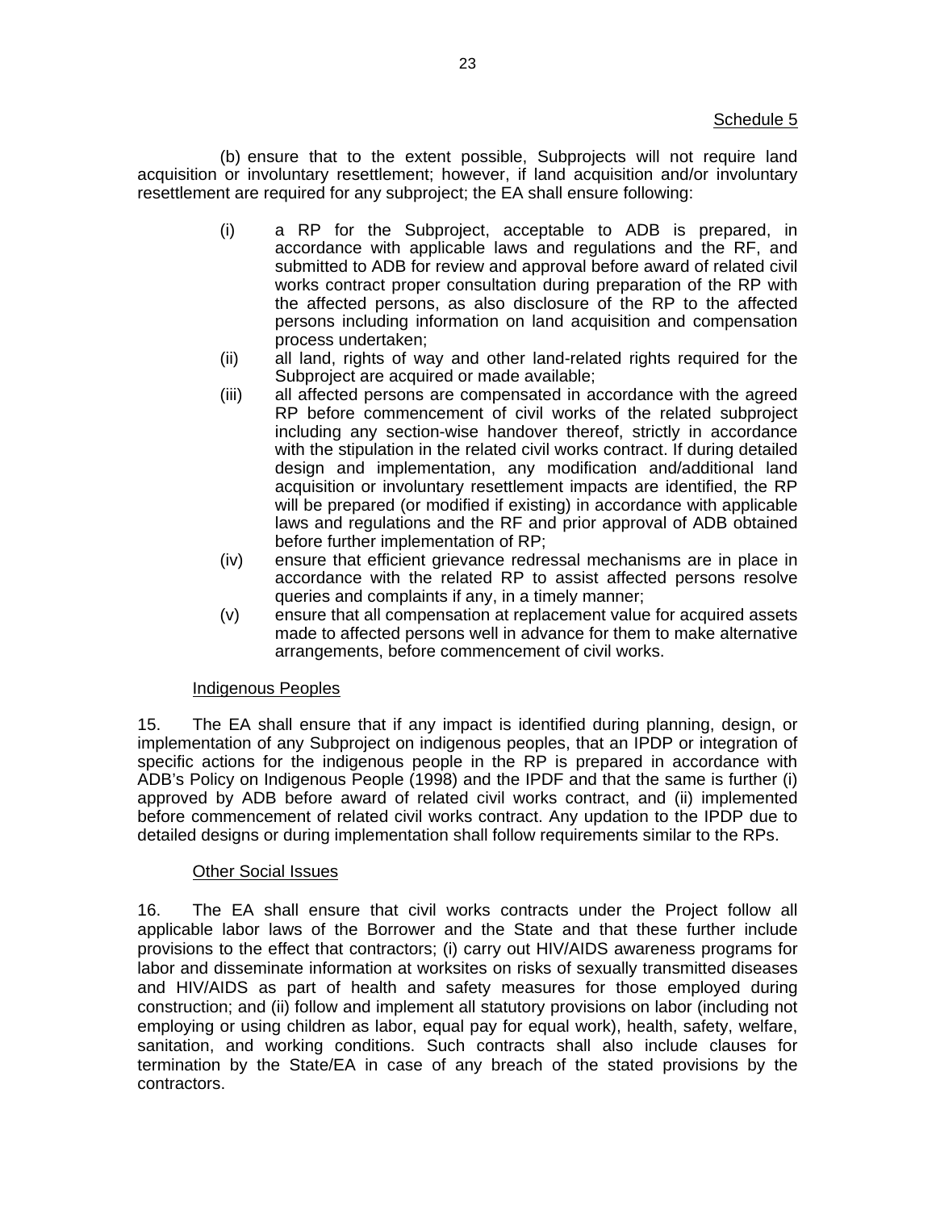Schedule 5

(b) ensure that to the extent possible, Subprojects will not require land acquisition or involuntary resettlement; however, if land acquisition and/or involuntary resettlement are required for any subproject; the EA shall ensure following:

(i) a RP for the Subproject, acceptable to ADB is prepared, in accordance with applicable laws and regulations and the RF, and submitted to ADB for review and approval before award of related civil works contract proper consultation during preparation of the RP with the affected persons, as also disclosure of the RP to the affected persons including information on land acquisition and compensation process undertaken;

(ii) all land, rights of way and other land-related rights required for the Subproject are acquired or made available;

(iii) all affected persons are compensated in accordance with the agreed RP before commencement of civil works of the related subproject including any section-wise handover thereof, strictly in accordance with the stipulation in the related civil works contract. If during detailed design and implementation, any modification and/additional land acquisition or involuntary resettlement impacts are identified, the RP will be prepared (or modified if existing) in accordance with applicable laws and regulations and the RF and prior approval of ADB obtained before further implementation of RP;

(iv) ensure that efficient grievance redressal mechanisms are in place in accordance with the related RP to assist affected persons resolve queries and complaints if any, in a timely manner;

(v) ensure that all compensation at replacement value for acquired assets made to affected persons well in advance for them to make alternative arrangements, before commencement of civil works.

Indigenous Peoples

15. The EA shall ensure that if any impact is identified during planning, design, or implementation of any Subproject on indigenous peoples, that an IPDP or integration of specific actions for the indigenous people in the RP is prepared in accordance with ADB's Policy on Indigenous People (1998) and the IPDF and that the same is further (i) approved by ADB before award of related civil works contract, and (ii) implemented before commencement of related civil works contract. Any updation to the IPDP due to detailed designs or during implementation shall follow requirements similar to the RPs.

Other Social Issues

16. The EA shall ensure that civil works contracts under the Project follow all applicable labor laws of the Borrower and the State and that these further include provisions to the effect that contractors; (i) carry out HIV/AIDS awareness programs for labor and disseminate information at worksites on risks of sexually transmitted diseases and HIV/AIDS as part of health and safety measures for those employed during construction; and (ii) follow and implement all statutory provisions on labor (including not employing or using children as labor, equal pay for equal work), health, safety, welfare, sanitation, and working conditions. Such contracts shall also include clauses for termination by the State/EA in case of any breach of the stated provisions by the contractors.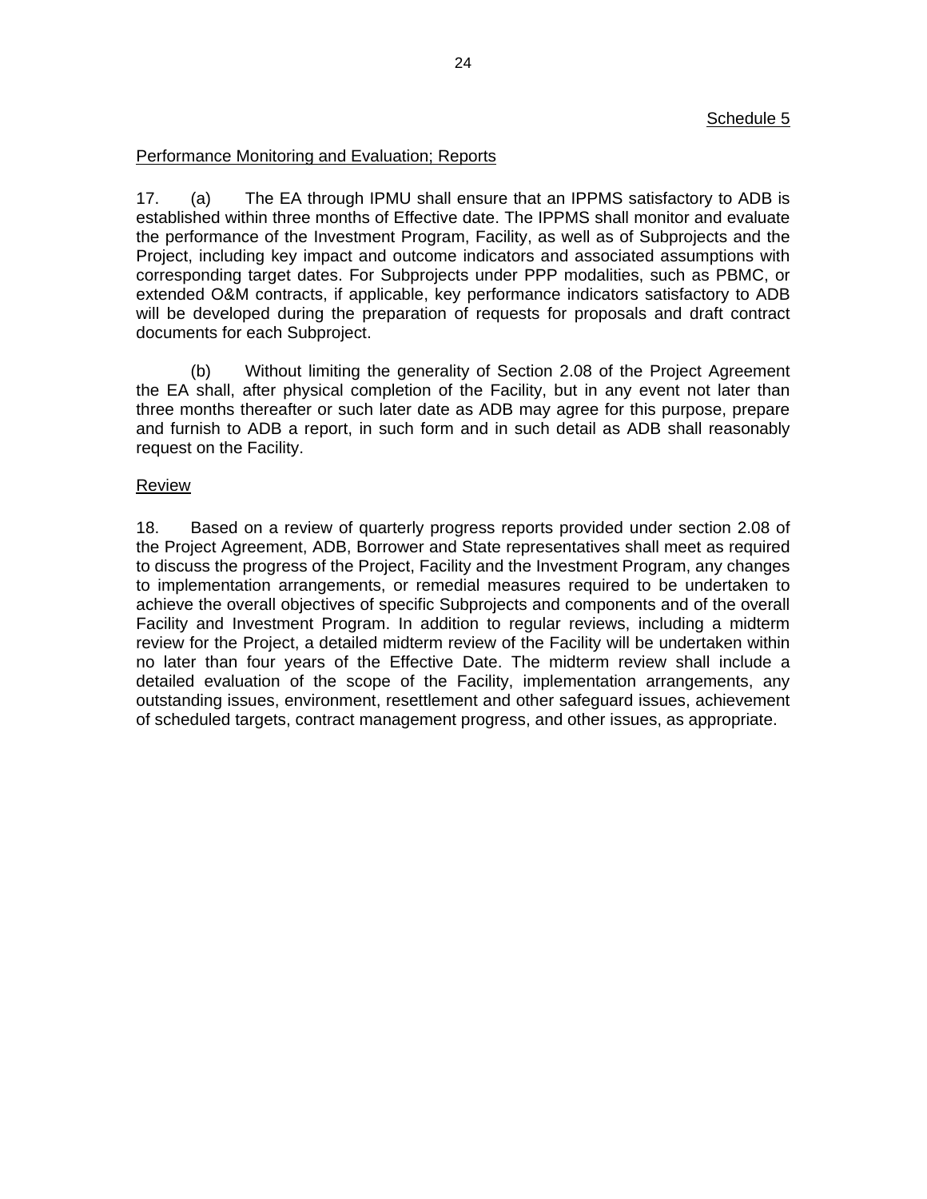Schedule 5

Performance Monitoring and Evaluation; Reports

17. (a) The EA through IPMU shall ensure that an IPPMS satisfactory to ADB is established within three months of Effective date. The IPPMS shall monitor and evaluate the performance of the Investment Program, Facility, as well as of Subprojects and the Project, including key impact and outcome indicators and associated assumptions with corresponding target dates. For Subprojects under PPP modalities, such as PBMC, or extended O&M contracts, if applicable, key performance indicators satisfactory to ADB will be developed during the preparation of requests for proposals and draft contract documents for each Subproject.

(b) Without limiting the generality of Section 2.08 of the Project Agreement the EA shall, after physical completion of the Facility, but in any event not later than three months thereafter or such later date as ADB may agree for this purpose, prepare and furnish to ADB a report, in such form and in such detail as ADB shall reasonably request on the Facility.

Review

18. Based on a review of quarterly progress reports provided under section 2.08 of the Project Agreement, ADB, Borrower and State representatives shall meet as required to discuss the progress of the Project, Facility and the Investment Program, any changes to implementation arrangements, or remedial measures required to be undertaken to achieve the overall objectives of specific Subprojects and components and of the overall Facility and Investment Program. In addition to regular reviews, including a midterm review for the Project, a detailed midterm review of the Facility will be undertaken within no later than four years of the Effective Date. The midterm review shall include a detailed evaluation of the scope of the Facility, implementation arrangements, any outstanding issues, environment, resettlement and other safeguard issues, achievement of scheduled targets, contract management progress, and other issues, as appropriate.